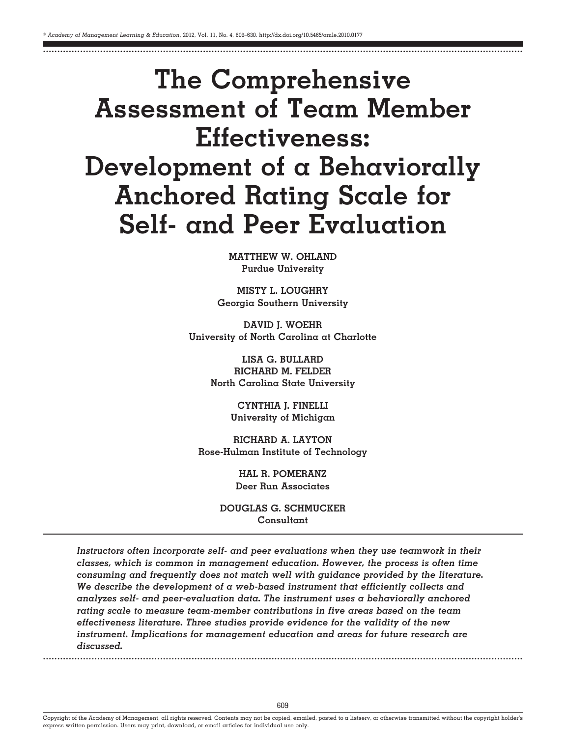# The Comprehensive Assessment of Team Member Effectiveness: Development of a Behaviorally Anchored Rating Scale for Self- and Peer Evaluation

**MATTHEW W. OHLAND**
**Purdue University**

**MISTY L. LOUGHRY**
**Georgia Southern University**

**DAVID J. WOEHR**
**University of North Carolina at Charlotte**

**LISA G. BULLARD**
**RICHARD M. FELDER**
**North Carolina State University**

**CYNTHIA J. FINELLI**
**University of Michigan**

**RICHARD A. LAYTON**
**Rose-Hulman Institute of Technology**

**HAL R. POMERANZ**
**Deer Run Associates**

**DOUGLAS G. SCHMUCKER**
**Consultant**

***Instructors often incorporate self- and peer evaluations when they use teamwork in their classes, which is common in management education. However, the process is often time consuming and frequently does not match well with guidance provided by the literature. We describe the development of a web-based instrument that efficiently collects and analyzes self- and peer-evaluation data. The instrument uses a behaviorally anchored rating scale to measure team-member contributions in five areas based on the team effectiveness literature. Three studies provide evidence for the validity of the new instrument. Implications for management education and areas for future research are discussed.***

Copyright of the Academy of Management, all rights reserved. Contents may not be copied, emailed, posted to a listserv, or otherwise transmitted without the copyright holder's express written permission. Users may print, download, or email articles for individual use only.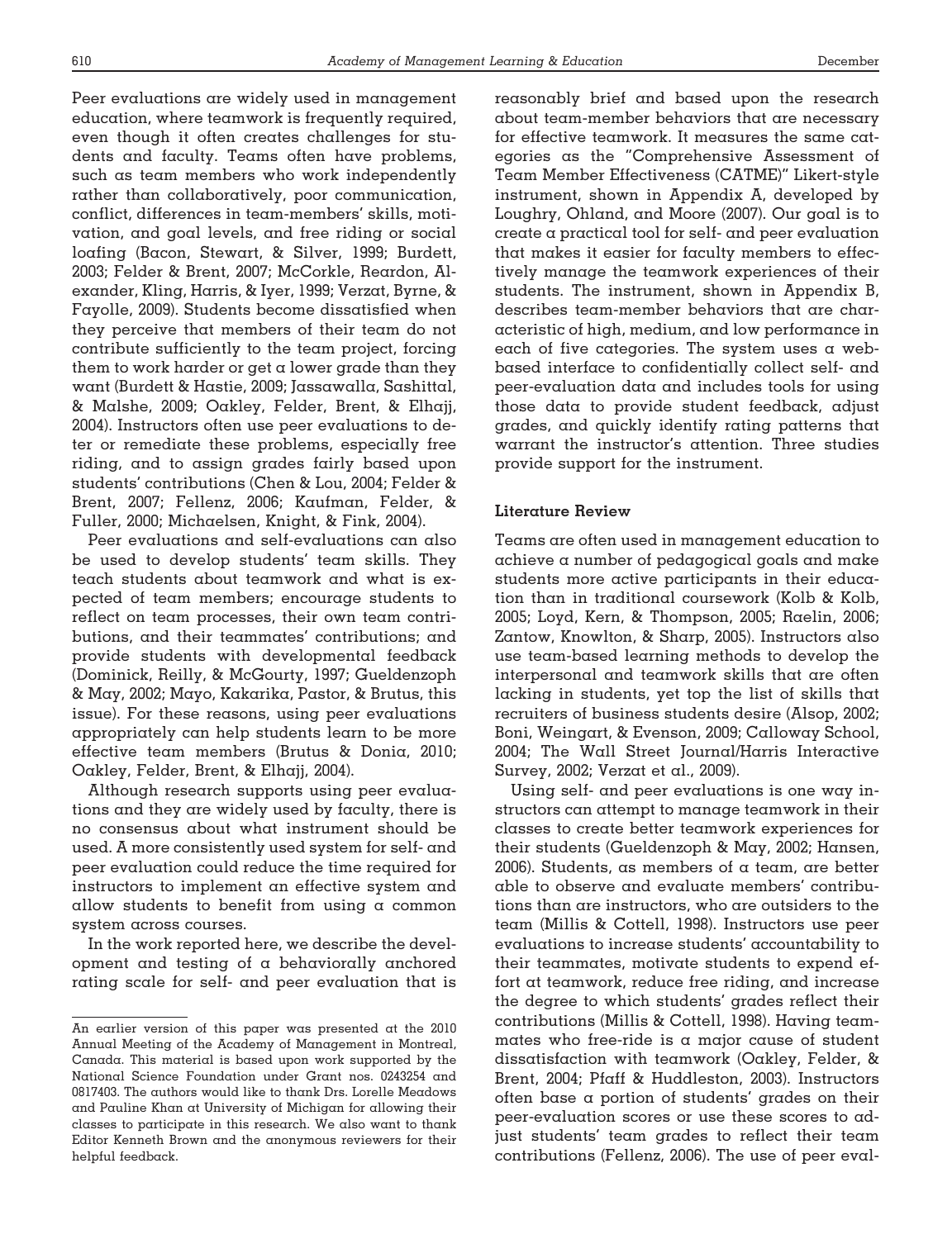Peer evaluations are widely used in management education, where teamwork is frequently required, even though it often creates challenges for students and faculty. Teams often have problems, such as team members who work independently rather than collaboratively, poor communication, conflict, differences in team-members' skills, motivation, and goal levels, and free riding or social loafing (Bacon, Stewart, & Silver, 1999; Burdett, 2003; Felder & Brent, 2007; McCorkle, Reardon, Alexander, Kling, Harris, & Iyer, 1999; Verzat, Byrne, & Fayolle, 2009). Students become dissatisfied when they perceive that members of their team do not contribute sufficiently to the team project, forcing them to work harder or get a lower grade than they want (Burdett & Hastie, 2009; Jassawalla, Sashittal, & Malshe, 2009; Oakley, Felder, Brent, & Elhajj, 2004). Instructors often use peer evaluations to deter or remediate these problems, especially free riding, and to assign grades fairly based upon students' contributions (Chen & Lou, 2004; Felder & Brent, 2007; Fellenz, 2006; Kaufman, Felder, & Fuller, 2000; Michaelsen, Knight, & Fink, 2004).

Peer evaluations and self-evaluations can also be used to develop students' team skills. They teach students about teamwork and what is expected of team members; encourage students to reflect on team processes, their own team contributions, and their teammates' contributions; and provide students with developmental feedback (Dominick, Reilly, & McGourty, 1997; Gueldenzoph & May, 2002; Mayo, Kakarika, Pastor, & Brutus, this issue). For these reasons, using peer evaluations appropriately can help students learn to be more effective team members (Brutus & Donia, 2010; Oakley, Felder, Brent, & Elhajj, 2004).

Although research supports using peer evaluations and they are widely used by faculty, there is no consensus about what instrument should be used. A more consistently used system for self- and peer evaluation could reduce the time required for instructors to implement an effective system and allow students to benefit from using a common system across courses.

In the work reported here, we describe the development and testing of a behaviorally anchored rating scale for self- and peer evaluation that is reasonably brief and based upon the research about team-member behaviors that are necessary for effective teamwork. It measures the same categories as the "Comprehensive Assessment of Team Member Effectiveness (CATME)" Likert-style instrument, shown in Appendix A, developed by Loughry, Ohland, and Moore (2007). Our goal is to create a practical tool for self- and peer evaluation that makes it easier for faculty members to effectively manage the teamwork experiences of their students. The instrument, shown in Appendix B, describes team-member behaviors that are characteristic of high, medium, and low performance in each of five categories. The system uses a web-based interface to confidentially collect self- and peer-evaluation data and includes tools for using those data to provide student feedback, adjust grades, and quickly identify rating patterns that warrant the instructor's attention. Three studies provide support for the instrument.

## Literature Review

Teams are often used in management education to achieve a number of pedagogical goals and make students more active participants in their education than in traditional coursework (Kolb & Kolb, 2005; Loyd, Kern, & Thompson, 2005; Raelin, 2006; Zantow, Knowlton, & Sharp, 2005). Instructors also use team-based learning methods to develop the interpersonal and teamwork skills that are often lacking in students, yet top the list of skills that recruiters of business students desire (Alsop, 2002; Boni, Weingart, & Evenson, 2009; Calloway School, 2004; The Wall Street Journal/Harris Interactive Survey, 2002; Verzat et al., 2009).

Using self- and peer evaluations is one way instructors can attempt to manage teamwork in their classes to create better teamwork experiences for their students (Gueldenzoph & May, 2002; Hansen, 2006). Students, as members of a team, are better able to observe and evaluate members' contributions than are instructors, who are outsiders to the team (Millis & Cottell, 1998). Instructors use peer evaluations to increase students' accountability to their teammates, motivate students to expend effort at teamwork, reduce free riding, and increase the degree to which students' grades reflect their contributions (Millis & Cottell, 1998). Having teammates who free-ride is a major cause of student dissatisfaction with teamwork (Oakley, Felder, & Brent, 2004; Pfaff & Huddleston, 2003). Instructors often base a portion of students' grades on their peer-evaluation scores or use these scores to adjust students' team grades to reflect their team contributions (Fellenz, 2006). The use of peer eval-

---

An earlier version of this paper was presented at the 2010 Annual Meeting of the Academy of Management in Montreal, Canada. This material is based upon work supported by the National Science Foundation under Grant nos. 0243254 and 0817403. The authors would like to thank Drs. Lorelle Meadows and Pauline Khan at University of Michigan for allowing their classes to participate in this research. We also want to thank Editor Kenneth Brown and the anonymous reviewers for their helpful feedback.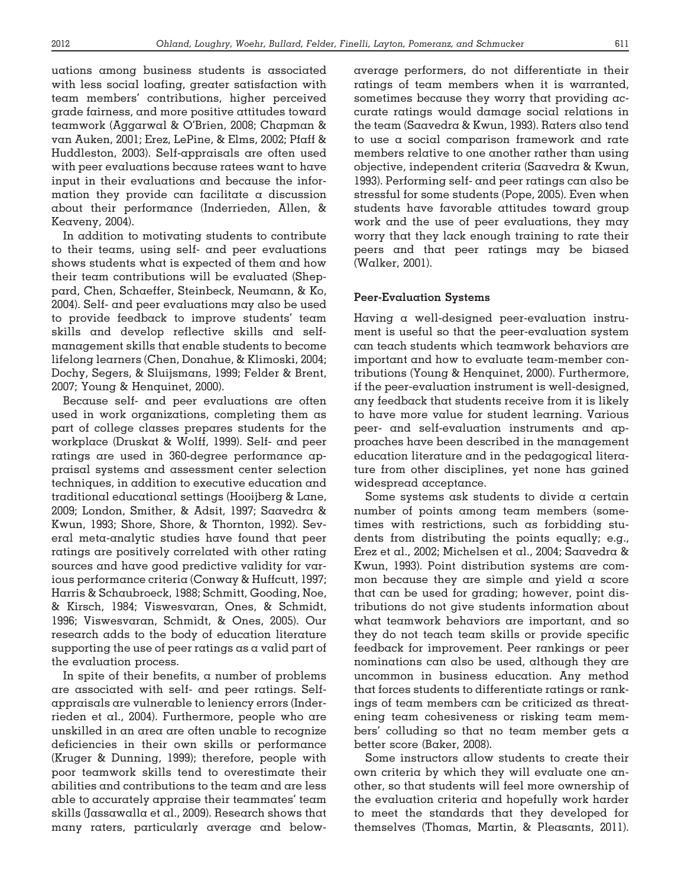uations among business students is associated with less social loafing, greater satisfaction with team members' contributions, higher perceived grade fairness, and more positive attitudes toward teamwork (Aggarwal & O'Brien, 2008; Chapman & van Auken, 2001; Erez, LePine, & Elms, 2002; Pfaff & Huddleston, 2003). Self-appraisals are often used with peer evaluations because ratees want to have input in their evaluations and because the information they provide can facilitate a discussion about their performance (Inderrieden, Allen, & Keaveny, 2004).

In addition to motivating students to contribute to their teams, using self- and peer evaluations shows students what is expected of them and how their team contributions will be evaluated (Sheppard, Chen, Schaeffer, Steinbeck, Neumann, & Ko, 2004). Self- and peer evaluations may also be used to provide feedback to improve students' team skills and develop reflective skills and self-management skills that enable students to become lifelong learners (Chen, Donahue, & Klimoski, 2004; Dochy, Segers, & Sluijsmans, 1999; Felder & Brent, 2007; Young & Henquinet, 2000).

Because self- and peer evaluations are often used in work organizations, completing them as part of college classes prepares students for the workplace (Druskat & Wolff, 1999). Self- and peer ratings are used in 360-degree performance appraisal systems and assessment center selection techniques, in addition to executive education and traditional educational settings (Hooijberg & Lane, 2009; London, Smither, & Adsit, 1997; Saavedra & Kwun, 1993; Shore, Shore, & Thornton, 1992). Several meta-analytic studies have found that peer ratings are positively correlated with other rating sources and have good predictive validity for various performance criteria (Conway & Huffcutt, 1997; Harris & Schaubroeck, 1988; Schmitt, Gooding, Noe, & Kirsch, 1984; Viswesvaran, Ones, & Schmidt, 1996; Viswesvaran, Schmidt, & Ones, 2005). Our research adds to the body of education literature supporting the use of peer ratings as a valid part of the evaluation process.

In spite of their benefits, a number of problems are associated with self- and peer ratings. Self-appraisals are vulnerable to leniency errors (Inderrieden et al., 2004). Furthermore, people who are unskilled in an area are often unable to recognize deficiencies in their own skills or performance (Kruger & Dunning, 1999); therefore, people with poor teamwork skills tend to overestimate their abilities and contributions to the team and are less able to accurately appraise their teammates' team skills (Jassawalla et al., 2009). Research shows that many raters, particularly average and below-average performers, do not differentiate in their ratings of team members when it is warranted, sometimes because they worry that providing accurate ratings would damage social relations in the team (Saavedra & Kwun, 1993). Raters also tend to use a social comparison framework and rate members relative to one another rather than using objective, independent criteria (Saavedra & Kwun, 1993). Performing self- and peer ratings can also be stressful for some students (Pope, 2005). Even when students have favorable attitudes toward group work and the use of peer evaluations, they may worry that they lack enough training to rate their peers and that peer ratings may be biased (Walker, 2001).

### Peer-Evaluation Systems

Having a well-designed peer-evaluation instrument is useful so that the peer-evaluation system can teach students which teamwork behaviors are important and how to evaluate team-member contributions (Young & Henquinet, 2000). Furthermore, if the peer-evaluation instrument is well-designed, any feedback that students receive from it is likely to have more value for student learning. Various peer- and self-evaluation instruments and approaches have been described in the management education literature and in the pedagogical literature from other disciplines, yet none has gained widespread acceptance.

Some systems ask students to divide a certain number of points among team members (sometimes with restrictions, such as forbidding students from distributing the points equally; e.g., Erez et al., 2002; Michelsen et al., 2004; Saavedra & Kwun, 1993). Point distribution systems are common because they are simple and yield a score that can be used for grading; however, point distributions do not give students information about what teamwork behaviors are important, and so they do not teach team skills or provide specific feedback for improvement. Peer rankings or peer nominations can also be used, although they are uncommon in business education. Any method that forces students to differentiate ratings or rankings of team members can be criticized as threatening team cohesiveness or risking team members' colluding so that no team member gets a better score (Baker, 2008).

Some instructors allow students to create their own criteria by which they will evaluate one another, so that students will feel more ownership of the evaluation criteria and hopefully work harder to meet the standards that they developed for themselves (Thomas, Martin, & Pleasants, 2011).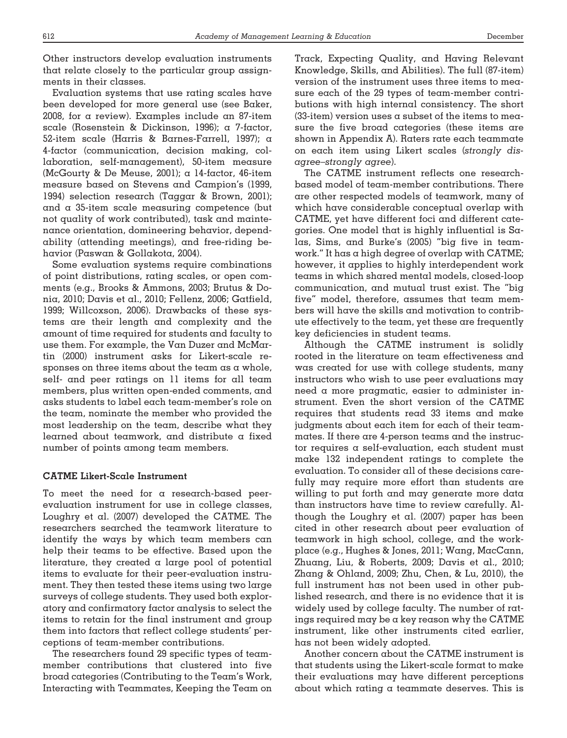Other instructors develop evaluation instruments that relate closely to the particular group assignments in their classes.

Evaluation systems that use rating scales have been developed for more general use (see Baker, 2008, for a review). Examples include an 87-item scale (Rosenstein & Dickinson, 1996); a 7-factor, 52-item scale (Harris & Barnes-Farrell, 1997); a 4-factor (communication, decision making, collaboration, self-management), 50-item measure (McGourty & De Meuse, 2001); a 14-factor, 46-item measure based on Stevens and Campion's (1999, 1994) selection research (Taggar & Brown, 2001); and a 35-item scale measuring competence (but not quality of work contributed), task and maintenance orientation, domineering behavior, dependability (attending meetings), and free-riding behavior (Paswan & Gollakota, 2004).

Some evaluation systems require combinations of point distributions, rating scales, or open comments (e.g., Brooks & Ammons, 2003; Brutus & Donia, 2010; Davis et al., 2010; Fellenz, 2006; Gatfield, 1999; Willcoxson, 2006). Drawbacks of these systems are their length and complexity and the amount of time required for students and faculty to use them. For example, the Van Duzer and McMartin (2000) instrument asks for Likert-scale responses on three items about the team as a whole, self- and peer ratings on 11 items for all team members, plus written open-ended comments, and asks students to label each team-member's role on the team, nominate the member who provided the most leadership on the team, describe what they learned about teamwork, and distribute a fixed number of points among team members.

### CATME Likert-Scale Instrument

To meet the need for a research-based peer-evaluation instrument for use in college classes, Loughry et al. (2007) developed the CATME. The researchers searched the teamwork literature to identify the ways by which team members can help their teams to be effective. Based upon the literature, they created a large pool of potential items to evaluate for their peer-evaluation instrument. They then tested these items using two large surveys of college students. They used both exploratory and confirmatory factor analysis to select the items to retain for the final instrument and group them into factors that reflect college students' perceptions of team-member contributions.

The researchers found 29 specific types of team-member contributions that clustered into five broad categories (Contributing to the Team's Work, Interacting with Teammates, Keeping the Team on Track, Expecting Quality, and Having Relevant Knowledge, Skills, and Abilities). The full (87-item) version of the instrument uses three items to measure each of the 29 types of team-member contributions with high internal consistency. The short (33-item) version uses a subset of the items to measure the five broad categories (these items are shown in Appendix A). Raters rate each teammate on each item using Likert scales (*strongly disagree–strongly agree*).

The CATME instrument reflects one research-based model of team-member contributions. There are other respected models of teamwork, many of which have considerable conceptual overlap with CATME, yet have different foci and different categories. One model that is highly influential is Salas, Sims, and Burke's (2005) "big five in teamwork." It has a high degree of overlap with CATME; however, it applies to highly interdependent work teams in which shared mental models, closed-loop communication, and mutual trust exist. The "big five" model, therefore, assumes that team members will have the skills and motivation to contribute effectively to the team, yet these are frequently key deficiencies in student teams.

Although the CATME instrument is solidly rooted in the literature on team effectiveness and was created for use with college students, many instructors who wish to use peer evaluations may need a more pragmatic, easier to administer instrument. Even the short version of the CATME requires that students read 33 items and make judgments about each item for each of their teammates. If there are 4-person teams and the instructor requires a self-evaluation, each student must make 132 independent ratings to complete the evaluation. To consider all of these decisions carefully may require more effort than students are willing to put forth and may generate more data than instructors have time to review carefully. Although the Loughry et al. (2007) paper has been cited in other research about peer evaluation of teamwork in high school, college, and the workplace (e.g., Hughes & Jones, 2011; Wang, MacCann, Zhuang, Liu, & Roberts, 2009; Davis et al., 2010; Zhang & Ohland, 2009; Zhu, Chen, & Lu, 2010), the full instrument has not been used in other published research, and there is no evidence that it is widely used by college faculty. The number of ratings required may be a key reason why the CATME instrument, like other instruments cited earlier, has not been widely adopted.

Another concern about the CATME instrument is that students using the Likert-scale format to make their evaluations may have different perceptions about which rating a teammate deserves. This is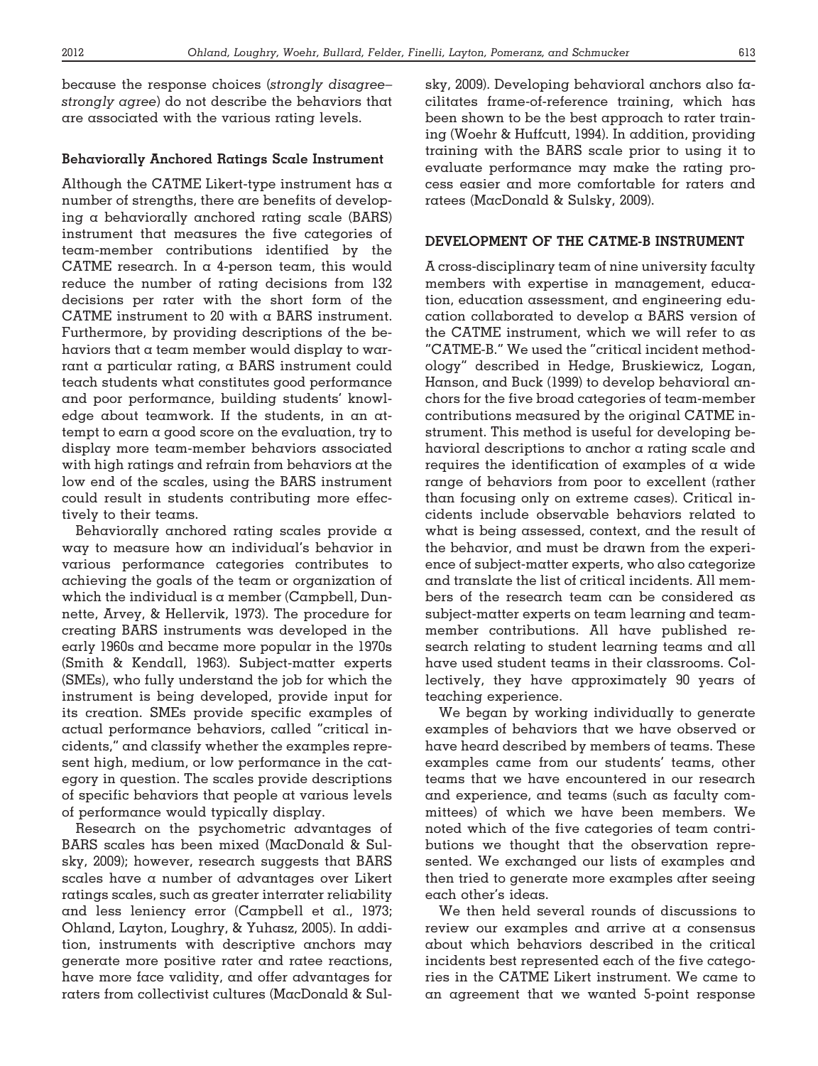because the response choices (*strongly disagree–strongly agree*) do not describe the behaviors that are associated with the various rating levels.

### Behaviorally Anchored Ratings Scale Instrument

Although the CATME Likert-type instrument has a number of strengths, there are benefits of developing a behaviorally anchored rating scale (BARS) instrument that measures the five categories of team-member contributions identified by the CATME research. In a 4-person team, this would reduce the number of rating decisions from 132 decisions per rater with the short form of the CATME instrument to 20 with a BARS instrument. Furthermore, by providing descriptions of the behaviors that a team member would display to warrant a particular rating, a BARS instrument could teach students what constitutes good performance and poor performance, building students' knowledge about teamwork. If the students, in an attempt to earn a good score on the evaluation, try to display more team-member behaviors associated with high ratings and refrain from behaviors at the low end of the scales, using the BARS instrument could result in students contributing more effectively to their teams.

Behaviorally anchored rating scales provide a way to measure how an individual's behavior in various performance categories contributes to achieving the goals of the team or organization of which the individual is a member (Campbell, Dunnette, Arvey, & Hellervik, 1973). The procedure for creating BARS instruments was developed in the early 1960s and became more popular in the 1970s (Smith & Kendall, 1963). Subject-matter experts (SMEs), who fully understand the job for which the instrument is being developed, provide input for its creation. SMEs provide specific examples of actual performance behaviors, called "critical incidents," and classify whether the examples represent high, medium, or low performance in the category in question. The scales provide descriptions of specific behaviors that people at various levels of performance would typically display.

Research on the psychometric advantages of BARS scales has been mixed (MacDonald & Sulsky, 2009); however, research suggests that BARS scales have a number of advantages over Likert ratings scales, such as greater interrater reliability and less leniency error (Campbell et al., 1973; Ohland, Layton, Loughry, & Yuhasz, 2005). In addition, instruments with descriptive anchors may generate more positive rater and ratee reactions, have more face validity, and offer advantages for raters from collectivist cultures (MacDonald & Sulsky, 2009). Developing behavioral anchors also facilitates frame-of-reference training, which has been shown to be the best approach to rater training (Woehr & Huffcutt, 1994). In addition, providing training with the BARS scale prior to using it to evaluate performance may make the rating process easier and more comfortable for raters and ratees (MacDonald & Sulsky, 2009).

## DEVELOPMENT OF THE CATME-B INSTRUMENT

A cross-disciplinary team of nine university faculty members with expertise in management, education, education assessment, and engineering education collaborated to develop a BARS version of the CATME instrument, which we will refer to as "CATME-B." We used the "critical incident methodology" described in Hedge, Bruskiewicz, Logan, Hanson, and Buck (1999) to develop behavioral anchors for the five broad categories of team-member contributions measured by the original CATME instrument. This method is useful for developing behavioral descriptions to anchor a rating scale and requires the identification of examples of a wide range of behaviors from poor to excellent (rather than focusing only on extreme cases). Critical incidents include observable behaviors related to what is being assessed, context, and the result of the behavior, and must be drawn from the experience of subject-matter experts, who also categorize and translate the list of critical incidents. All members of the research team can be considered as subject-matter experts on team learning and team-member contributions. All have published research relating to student learning teams and all have used student teams in their classrooms. Collectively, they have approximately 90 years of teaching experience.

We began by working individually to generate examples of behaviors that we have observed or have heard described by members of teams. These examples came from our students' teams, other teams that we have encountered in our research and experience, and teams (such as faculty committees) of which we have been members. We noted which of the five categories of team contributions we thought that the observation represented. We exchanged our lists of examples and then tried to generate more examples after seeing each other's ideas.

We then held several rounds of discussions to review our examples and arrive at a consensus about which behaviors described in the critical incidents best represented each of the five categories in the CATME Likert instrument. We came to an agreement that we wanted 5-point response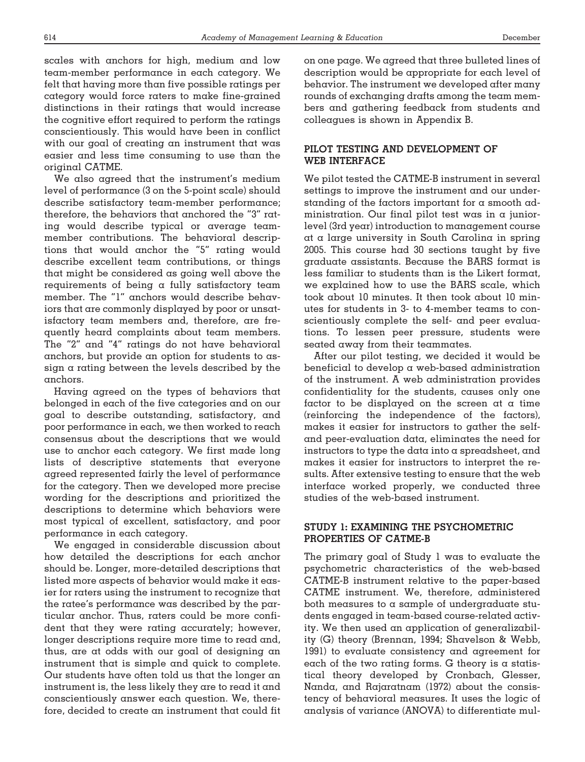scales with anchors for high, medium and low team-member performance in each category. We felt that having more than five possible ratings per category would force raters to make fine-grained distinctions in their ratings that would increase the cognitive effort required to perform the ratings conscientiously. This would have been in conflict with our goal of creating an instrument that was easier and less time consuming to use than the original CATME.

We also agreed that the instrument's medium level of performance (3 on the 5-point scale) should describe satisfactory team-member performance; therefore, the behaviors that anchored the "3" rating would describe typical or average team-member contributions. The behavioral descriptions that would anchor the "5" rating would describe excellent team contributions, or things that might be considered as going well above the requirements of being a fully satisfactory team member. The "1" anchors would describe behaviors that are commonly displayed by poor or unsatisfactory team members and, therefore, are frequently heard complaints about team members. The "2" and "4" ratings do not have behavioral anchors, but provide an option for students to assign a rating between the levels described by the anchors.

Having agreed on the types of behaviors that belonged in each of the five categories and on our goal to describe outstanding, satisfactory, and poor performance in each, we then worked to reach consensus about the descriptions that we would use to anchor each category. We first made long lists of descriptive statements that everyone agreed represented fairly the level of performance for the category. Then we developed more precise wording for the descriptions and prioritized the descriptions to determine which behaviors were most typical of excellent, satisfactory, and poor performance in each category.

We engaged in considerable discussion about how detailed the descriptions for each anchor should be. Longer, more-detailed descriptions that listed more aspects of behavior would make it easier for raters using the instrument to recognize that the ratee's performance was described by the particular anchor. Thus, raters could be more confident that they were rating accurately; however, longer descriptions require more time to read and, thus, are at odds with our goal of designing an instrument that is simple and quick to complete. Our students have often told us that the longer an instrument is, the less likely they are to read it and conscientiously answer each question. We, therefore, decided to create an instrument that could fit on one page. We agreed that three bulleted lines of description would be appropriate for each level of behavior. The instrument we developed after many rounds of exchanging drafts among the team members and gathering feedback from students and colleagues is shown in Appendix B.

## PILOT TESTING AND DEVELOPMENT OF WEB INTERFACE

We pilot tested the CATME-B instrument in several settings to improve the instrument and our understanding of the factors important for a smooth administration. Our final pilot test was in a junior-level (3rd year) introduction to management course at a large university in South Carolina in spring 2005. This course had 30 sections taught by five graduate assistants. Because the BARS format is less familiar to students than is the Likert format, we explained how to use the BARS scale, which took about 10 minutes. It then took about 10 minutes for students in 3- to 4-member teams to conscientiously complete the self- and peer evaluations. To lessen peer pressure, students were seated away from their teammates.

After our pilot testing, we decided it would be beneficial to develop a web-based administration of the instrument. A web administration provides confidentiality for the students, causes only one factor to be displayed on the screen at a time (reinforcing the independence of the factors), makes it easier for instructors to gather the self- and peer-evaluation data, eliminates the need for instructors to type the data into a spreadsheet, and makes it easier for instructors to interpret the results. After extensive testing to ensure that the web interface worked properly, we conducted three studies of the web-based instrument.

## STUDY 1: EXAMINING THE PSYCHOMETRIC PROPERTIES OF CATME-B

The primary goal of Study 1 was to evaluate the psychometric characteristics of the web-based CATME-B instrument relative to the paper-based CATME instrument. We, therefore, administered both measures to a sample of undergraduate students engaged in team-based course-related activity. We then used an application of generalizability (G) theory (Brennan, 1994; Shavelson & Webb, 1991) to evaluate consistency and agreement for each of the two rating forms. G theory is a statistical theory developed by Cronbach, Glesser, Nanda, and Rajaratnam (1972) about the consistency of behavioral measures. It uses the logic of analysis of variance (ANOVA) to differentiate mul-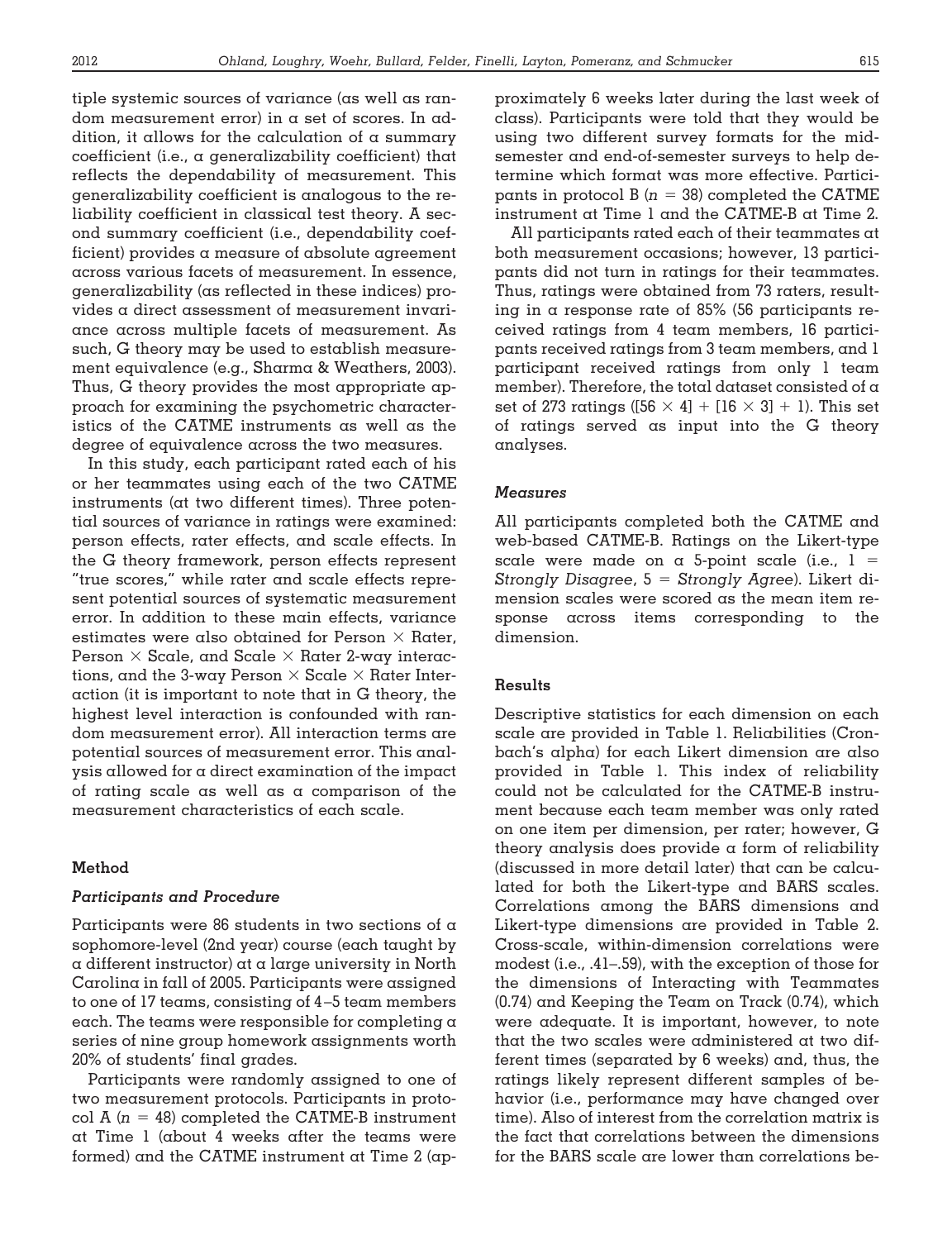tiple systemic sources of variance (as well as random measurement error) in a set of scores. In addition, it allows for the calculation of a summary coefficient (i.e., a generalizability coefficient) that reflects the dependability of measurement. This generalizability coefficient is analogous to the reliability coefficient in classical test theory. A second summary coefficient (i.e., dependability coefficient) provides a measure of absolute agreement across various facets of measurement. In essence, generalizability (as reflected in these indices) provides a direct assessment of measurement invariance across multiple facets of measurement. As such, G theory may be used to establish measurement equivalence (e.g., Sharma & Weathers, 2003). Thus, G theory provides the most appropriate approach for examining the psychometric characteristics of the CATME instruments as well as the degree of equivalence across the two measures.

In this study, each participant rated each of his or her teammates using each of the two CATME instruments (at two different times). Three potential sources of variance in ratings were examined: person effects, rater effects, and scale effects. In the G theory framework, person effects represent "true scores," while rater and scale effects represent potential sources of systematic measurement error. In addition to these main effects, variance estimates were also obtained for Person × Rater, Person × Scale, and Scale × Rater 2-way interactions, and the 3-way Person × Scale × Rater Interaction (it is important to note that in G theory, the highest level interaction is confounded with random measurement error). All interaction terms are potential sources of measurement error. This analysis allowed for a direct examination of the impact of rating scale as well as a comparison of the measurement characteristics of each scale.

## Method

### *Participants and Procedure*

Participants were 86 students in two sections of a sophomore-level (2nd year) course (each taught by a different instructor) at a large university in North Carolina in fall of 2005. Participants were assigned to one of 17 teams, consisting of 4–5 team members each. The teams were responsible for completing a series of nine group homework assignments worth 20% of students' final grades.

Participants were randomly assigned to one of two measurement protocols. Participants in protocol A ($n = 48$) completed the CATME-B instrument at Time 1 (about 4 weeks after the teams were formed) and the CATME instrument at Time 2 (approximately 6 weeks later during the last week of class). Participants were told that they would be using two different survey formats for the mid-semester and end-of-semester surveys to help determine which format was more effective. Participants in protocol B ($n = 38$) completed the CATME instrument at Time 1 and the CATME-B at Time 2.

All participants rated each of their teammates at both measurement occasions; however, 13 participants did not turn in ratings for their teammates. Thus, ratings were obtained from 73 raters, resulting in a response rate of 85% (56 participants received ratings from 4 team members, 16 participants received ratings from 3 team members, and 1 participant received ratings from only 1 team member). Therefore, the total dataset consisted of a set of 273 ratings ($[56 \times 4] + [16 \times 3] + 1$). This set of ratings served as input into the G theory analyses.

### *Measures*

All participants completed both the CATME and web-based CATME-B. Ratings on the Likert-type scale were made on a 5-point scale (i.e., 1 = *Strongly Disagree*, 5 = *Strongly Agree*). Likert dimension scales were scored as the mean item response across items corresponding to the dimension.

## Results

Descriptive statistics for each dimension on each scale are provided in Table 1. Reliabilities (Cronbach's alpha) for each Likert dimension are also provided in Table 1. This index of reliability could not be calculated for the CATME-B instrument because each team member was only rated on one item per dimension, per rater; however, G theory analysis does provide a form of reliability (discussed in more detail later) that can be calculated for both the Likert-type and BARS scales. Correlations among the BARS dimensions and Likert-type dimensions are provided in Table 2. Cross-scale, within-dimension correlations were modest (i.e., .41–.59), with the exception of those for the dimensions of Interacting with Teammates (0.74) and Keeping the Team on Track (0.74), which were adequate. It is important, however, to note that the two scales were administered at two different times (separated by 6 weeks) and, thus, the ratings likely represent different samples of behavior (i.e., performance may have changed over time). Also of interest from the correlation matrix is the fact that correlations between the dimensions for the BARS scale are lower than correlations be-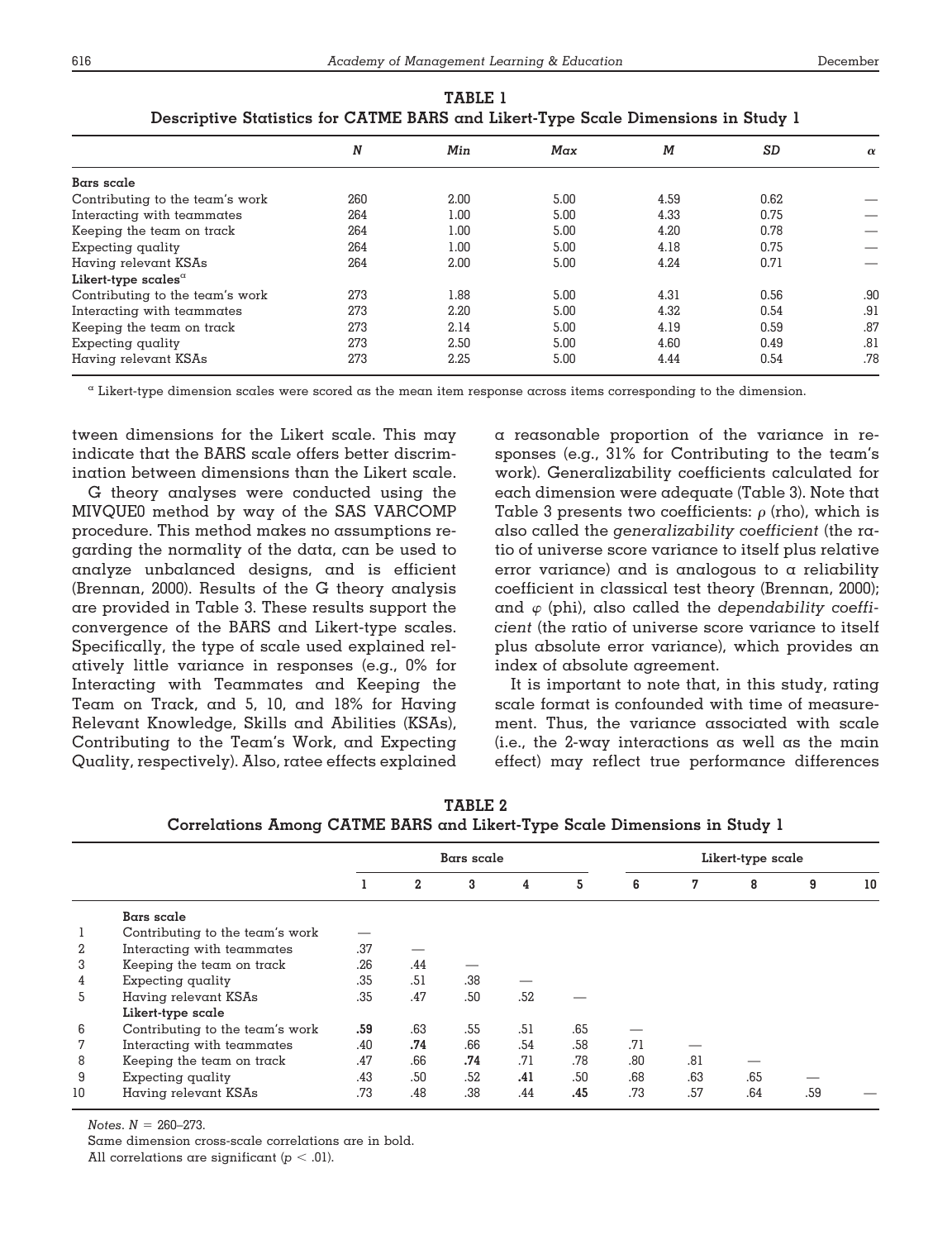**TABLE 1**
**Descriptive Statistics for CATME BARS and Likert-Type Scale Dimensions in Study 1**

| | *N* | *Min* | *Max* | *M* | *SD* | *α* |
|---|---|---|---|---|---|---|
| **Bars scale** | | | | | | |
| Contributing to the team's work | 260 | 2.00 | 5.00 | 4.59 | 0.62 | — |
| Interacting with teammates | 264 | 1.00 | 5.00 | 4.33 | 0.75 | — |
| Keeping the team on track | 264 | 1.00 | 5.00 | 4.20 | 0.78 | — |
| Expecting quality | 264 | 1.00 | 5.00 | 4.18 | 0.75 | — |
| Having relevant KSAs | 264 | 2.00 | 5.00 | 4.24 | 0.71 | — |
| **Likert-type scales**[a] | | | | | | |
| Contributing to the team's work | 273 | 1.88 | 5.00 | 4.31 | 0.56 | .90 |
| Interacting with teammates | 273 | 2.20 | 5.00 | 4.32 | 0.54 | .91 |
| Keeping the team on track | 273 | 2.14 | 5.00 | 4.19 | 0.59 | .87 |
| Expecting quality | 273 | 2.50 | 5.00 | 4.60 | 0.49 | .81 |
| Having relevant KSAs | 273 | 2.25 | 5.00 | 4.44 | 0.54 | .78 |

[a] Likert-type dimension scales were scored as the mean item response across items corresponding to the dimension.

tween dimensions for the Likert scale. This may indicate that the BARS scale offers better discrimination between dimensions than the Likert scale.

G theory analyses were conducted using the MIVQUE0 method by way of the SAS VARCOMP procedure. This method makes no assumptions regarding the normality of the data, can be used to analyze unbalanced designs, and is efficient (Brennan, 2000). Results of the G theory analysis are provided in Table 3. These results support the convergence of the BARS and Likert-type scales. Specifically, the type of scale used explained relatively little variance in responses (e.g., 0% for Interacting with Teammates and Keeping the Team on Track, and 5, 10, and 18% for Having Relevant Knowledge, Skills and Abilities (KSAs), Contributing to the Team's Work, and Expecting Quality, respectively). Also, ratee effects explained a reasonable proportion of the variance in responses (e.g., 31% for Contributing to the team's work). Generalizability coefficients calculated for each dimension were adequate (Table 3). Note that Table 3 presents two coefficients: $\rho$ (rho), which is also called the *generalizability coefficient* (the ratio of universe score variance to itself plus relative error variance) and is analogous to $\alpha$ reliability coefficient in classical test theory (Brennan, 2000); and $\varphi$ (phi), also called the *dependability coefficient* (the ratio of universe score variance to itself plus absolute error variance), which provides an index of absolute agreement.

It is important to note that, in this study, rating scale format is confounded with time of measurement. Thus, the variance associated with scale (i.e., the 2-way interactions as well as the main effect) may reflect true performance differences

**TABLE 2**
**Correlations Among CATME BARS and Likert-Type Scale Dimensions in Study 1**

| | | Bars scale | | | | | Likert-type scale | | | | |
|---|---|---|---|---|---|---|---|---|---|---|---|
| | | 1 | 2 | 3 | 4 | 5 | 6 | 7 | 8 | 9 | 10 |
| | **Bars scale** | | | | | | | | | | |
| 1 | Contributing to the team's work | — | | | | | | | | | |
| 2 | Interacting with teammates | .37 | — | | | | | | | | |
| 3 | Keeping the team on track | .26 | .44 | — | | | | | | | |
| 4 | Expecting quality | .35 | .51 | .38 | — | | | | | | |
| 5 | Having relevant KSAs | .35 | .47 | .50 | .52 | — | | | | | |
| | **Likert-type scale** | | | | | | | | | | |
| 6 | Contributing to the team's work | **.59** | .63 | .55 | .51 | .65 | — | | | | |
| 7 | Interacting with teammates | .40 | **.74** | .66 | .54 | .58 | .71 | — | | | |
| 8 | Keeping the team on track | .47 | .66 | **.74** | .71 | .78 | .80 | .81 | — | | |
| 9 | Expecting quality | .43 | .50 | .52 | **.41** | .50 | .68 | .63 | .65 | — | |
| 10 | Having relevant KSAs | .73 | .48 | .38 | .44 | **.45** | .73 | .57 | .64 | .59 | — |

*Notes.* $N = 260–273$.
Same dimension cross-scale correlations are in bold.
All correlations are significant ($p < .01$).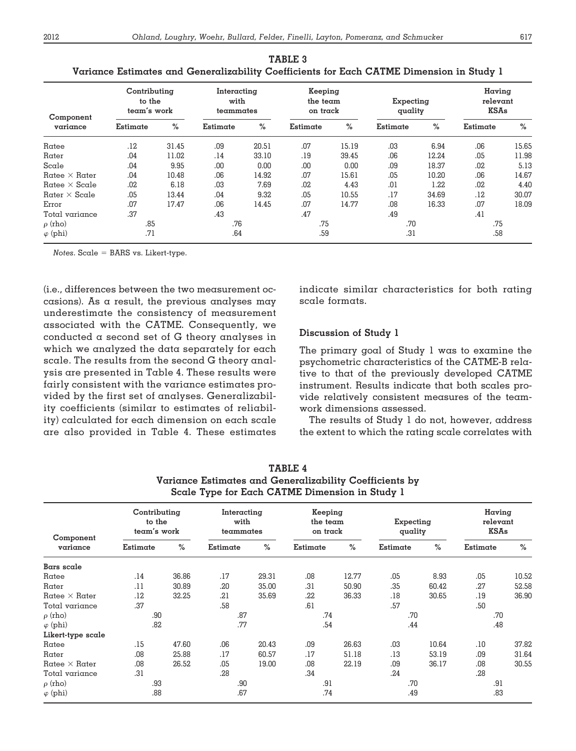**TABLE 3**
**Variance Estimates and Generalizability Coefficients for Each CATME Dimension in Study 1**

| Component variance | Contributing to the team's work | | Interacting with teammates | | Keeping the team on track | | Expecting quality | | Having relevant KSAs | |
|---|---|---|---|---|---|---|---|---|---|---|
| | Estimate | % | Estimate | % | Estimate | % | Estimate | % | Estimate | % |
| Ratee | .12 | 31.45 | .09 | 20.51 | .07 | 15.19 | .03 | 6.94 | .06 | 15.65 |
| Rater | .04 | 11.02 | .14 | 33.10 | .19 | 39.45 | .06 | 12.24 | .05 | 11.98 |
| Scale | .04 | 9.95 | .00 | 0.00 | .00 | 0.00 | .09 | 18.37 | .02 | 5.13 |
| Ratee × Rater | .04 | 10.48 | .06 | 14.92 | .07 | 15.61 | .05 | 10.20 | .06 | 14.67 |
| Ratee × Scale | .02 | 6.18 | .03 | 7.69 | .02 | 4.43 | .01 | 1.22 | .02 | 4.40 |
| Rater × Scale | .05 | 13.44 | .04 | 9.32 | .05 | 10.55 | .17 | 34.69 | .12 | 30.07 |
| Error | .07 | 17.47 | .06 | 14.45 | .07 | 14.77 | .08 | 16.33 | .07 | 18.09 |
| Total variance | .37 | | .43 | | .47 | | .49 | | .41 | |
| $\rho$ (rho) | .85 | | .76 | | .75 | | .70 | | .75 | |
| $\varphi$ (phi) | .71 | | .64 | | .59 | | .31 | | .58 | |

*Notes.* Scale = BARS vs. Likert-type.

(i.e., differences between the two measurement occasions). As a result, the previous analyses may underestimate the consistency of measurement associated with the CATME. Consequently, we conducted a second set of G theory analyses in which we analyzed the data separately for each scale. The results from the second G theory analysis are presented in Table 4. These results were fairly consistent with the variance estimates provided by the first set of analyses. Generalizability coefficients (similar to estimates of reliability) calculated for each dimension on each scale are also provided in Table 4. These estimates indicate similar characteristics for both rating scale formats.

### Discussion of Study 1

The primary goal of Study 1 was to examine the psychometric characteristics of the CATME-B relative to that of the previously developed CATME instrument. Results indicate that both scales provide relatively consistent measures of the teamwork dimensions assessed.

The results of Study 1 do not, however, address the extent to which the rating scale correlates with

**TABLE 4**
**Variance Estimates and Generalizability Coefficients by Scale Type for Each CATME Dimension in Study 1**

| Component variance | Contributing to the team's work | | Interacting with teammates | | Keeping the team on track | | Expecting quality | | Having relevant KSAs | |
|---|---|---|---|---|---|---|---|---|---|---|
| | Estimate | % | Estimate | % | Estimate | % | Estimate | % | Estimate | % |
| **Bars scale** | | | | | | | | | | |
| Ratee | .14 | 36.86 | .17 | 29.31 | .08 | 12.77 | .05 | 8.93 | .05 | 10.52 |
| Rater | .11 | 30.89 | .20 | 35.00 | .31 | 50.90 | .35 | 60.42 | .27 | 52.58 |
| Ratee × Rater | .12 | 32.25 | .21 | 35.69 | .22 | 36.33 | .18 | 30.65 | .19 | 36.90 |
| Total variance | .37 | | .58 | | .61 | | .57 | | .50 | |
| $\rho$ (rho) | .90 | | .87 | | .74 | | .70 | | .70 | |
| $\varphi$ (phi) | .82 | | .77 | | .54 | | .44 | | .48 | |
| **Likert-type scale** | | | | | | | | | | |
| Ratee | .15 | 47.60 | .06 | 20.43 | .09 | 26.63 | .03 | 10.64 | .10 | 37.82 |
| Rater | .08 | 25.88 | .17 | 60.57 | .17 | 51.18 | .13 | 53.19 | .09 | 31.64 |
| Ratee × Rater | .08 | 26.52 | .05 | 19.00 | .08 | 22.19 | .09 | 36.17 | .08 | 30.55 |
| Total variance | .31 | | .28 | | .34 | | .24 | | .28 | |
| $\rho$ (rho) | .93 | | .90 | | .91 | | .70 | | .91 | |
| $\varphi$ (phi) | .88 | | .67 | | .74 | | .49 | | .83 | |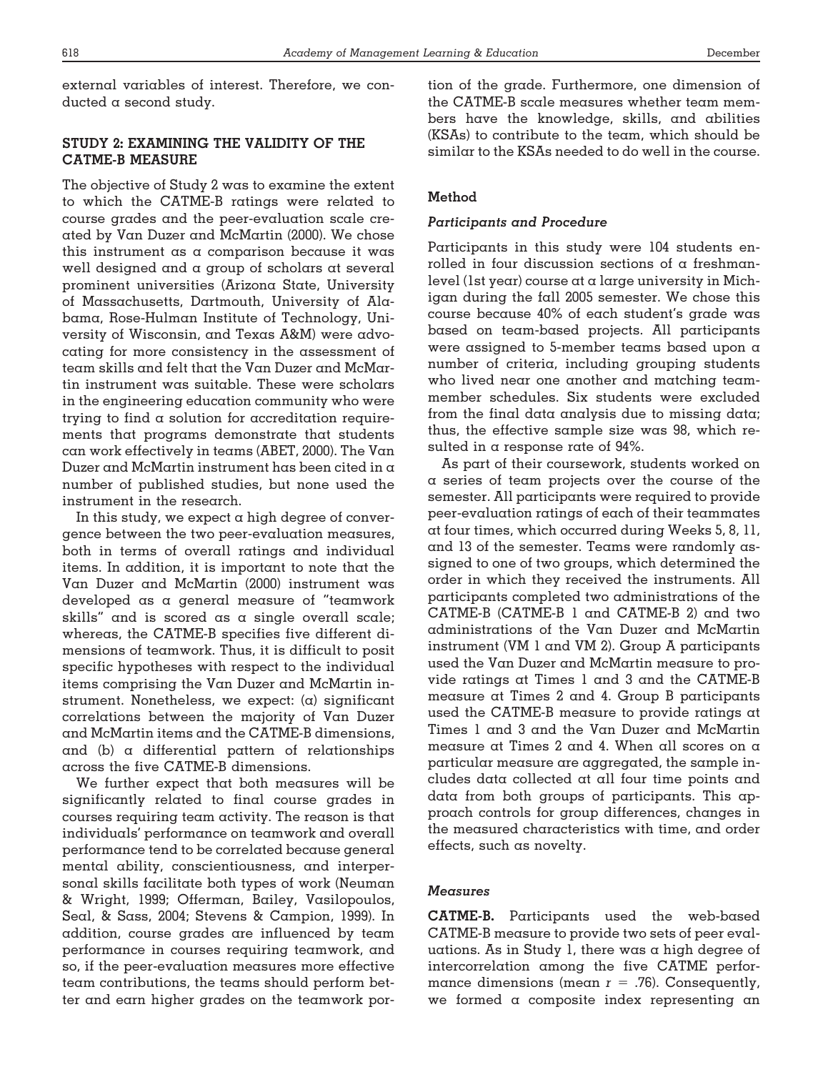external variables of interest. Therefore, we conducted a second study.

## STUDY 2: EXAMINING THE VALIDITY OF THE CATME-B MEASURE

The objective of Study 2 was to examine the extent to which the CATME-B ratings were related to course grades and the peer-evaluation scale created by Van Duzer and McMartin (2000). We chose this instrument as a comparison because it was well designed and a group of scholars at several prominent universities (Arizona State, University of Massachusetts, Dartmouth, University of Alabama, Rose-Hulman Institute of Technology, University of Wisconsin, and Texas A&M) were advocating for more consistency in the assessment of team skills and felt that the Van Duzer and McMartin instrument was suitable. These were scholars in the engineering education community who were trying to find a solution for accreditation requirements that programs demonstrate that students can work effectively in teams (ABET, 2000). The Van Duzer and McMartin instrument has been cited in a number of published studies, but none used the instrument in the research.

In this study, we expect a high degree of convergence between the two peer-evaluation measures, both in terms of overall ratings and individual items. In addition, it is important to note that the Van Duzer and McMartin (2000) instrument was developed as a general measure of "teamwork skills" and is scored as a single overall scale; whereas, the CATME-B specifies five different dimensions of teamwork. Thus, it is difficult to posit specific hypotheses with respect to the individual items comprising the Van Duzer and McMartin instrument. Nonetheless, we expect: (a) significant correlations between the majority of Van Duzer and McMartin items and the CATME-B dimensions, and (b) a differential pattern of relationships across the five CATME-B dimensions.

We further expect that both measures will be significantly related to final course grades in courses requiring team activity. The reason is that individuals' performance on teamwork and overall performance tend to be correlated because general mental ability, conscientiousness, and interpersonal skills facilitate both types of work (Neuman & Wright, 1999; Offerman, Bailey, Vasilopoulos, Seal, & Sass, 2004; Stevens & Campion, 1999). In addition, course grades are influenced by team performance in courses requiring teamwork, and so, if the peer-evaluation measures more effective team contributions, the teams should perform better and earn higher grades on the teamwork portion of the grade. Furthermore, one dimension of the CATME-B scale measures whether team members have the knowledge, skills, and abilities (KSAs) to contribute to the team, which should be similar to the KSAs needed to do well in the course.

### Method

#### *Participants and Procedure*

Participants in this study were 104 students enrolled in four discussion sections of a freshman-level (1st year) course at a large university in Michigan during the fall 2005 semester. We chose this course because 40% of each student's grade was based on team-based projects. All participants were assigned to 5-member teams based upon a number of criteria, including grouping students who lived near one another and matching team-member schedules. Six students were excluded from the final data analysis due to missing data; thus, the effective sample size was 98, which resulted in a response rate of 94%.

As part of their coursework, students worked on a series of team projects over the course of the semester. All participants were required to provide peer-evaluation ratings of each of their teammates at four times, which occurred during Weeks 5, 8, 11, and 13 of the semester. Teams were randomly assigned to one of two groups, which determined the order in which they received the instruments. All participants completed two administrations of the CATME-B (CATME-B 1 and CATME-B 2) and two administrations of the Van Duzer and McMartin instrument (VM 1 and VM 2). Group A participants used the Van Duzer and McMartin measure to provide ratings at Times 1 and 3 and the CATME-B measure at Times 2 and 4. Group B participants used the CATME-B measure to provide ratings at Times 1 and 3 and the Van Duzer and McMartin measure at Times 2 and 4. When all scores on a particular measure are aggregated, the sample includes data collected at all four time points and data from both groups of participants. This approach controls for group differences, changes in the measured characteristics with time, and order effects, such as novelty.

#### *Measures*

**CATME-B.** Participants used the web-based CATME-B measure to provide two sets of peer evaluations. As in Study 1, there was a high degree of intercorrelation among the five CATME performance dimensions (mean $r = .76$). Consequently, we formed a composite index representing an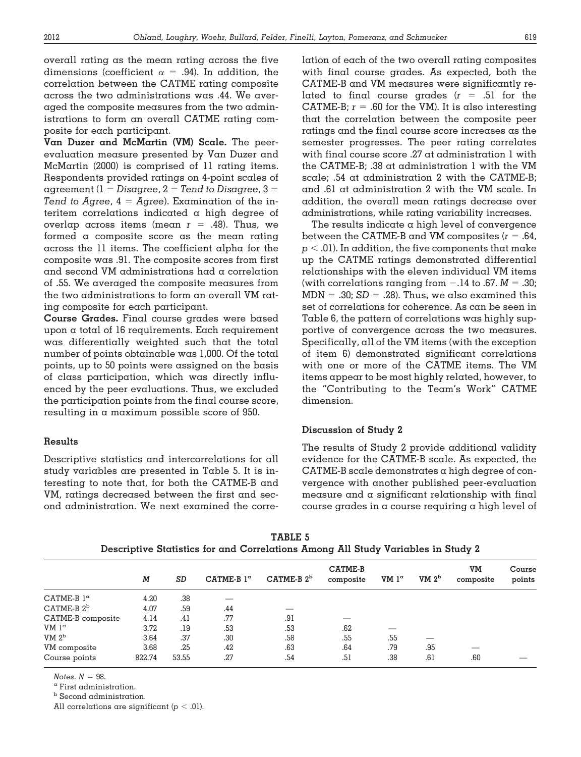overall rating as the mean rating across the five dimensions (coefficient $\alpha$ = .94). In addition, the correlation between the CATME rating composite across the two administrations was .44. We averaged the composite measures from the two administrations to form an overall CATME rating composite for each participant.

**Van Duzer and McMartin (VM) Scale.** The peer-evaluation measure presented by Van Duzer and McMartin (2000) is comprised of 11 rating items. Respondents provided ratings on 4-point scales of agreement (1 = *Disagree*, 2 = *Tend to Disagree*, 3 = *Tend to Agree*, 4 = *Agree*). Examination of the interitem correlations indicated a high degree of overlap across items (mean $r$ = .48). Thus, we formed a composite score as the mean rating across the 11 items. The coefficient alpha for the composite was .91. The composite scores from first and second VM administrations had a correlation of .55. We averaged the composite measures from the two administrations to form an overall VM rating composite for each participant.

**Course Grades.** Final course grades were based upon a total of 16 requirements. Each requirement was differentially weighted such that the total number of points obtainable was 1,000. Of the total points, up to 50 points were assigned on the basis of class participation, which was directly influenced by the peer evaluations. Thus, we excluded the participation points from the final course score, resulting in a maximum possible score of 950.

### Results

Descriptive statistics and intercorrelations for all study variables are presented in Table 5. It is interesting to note that, for both the CATME-B and VM, ratings decreased between the first and second administration. We next examined the correlation of each of the two overall rating composites with final course grades. As expected, both the CATME-B and VM measures were significantly related to final course grades ($r$ = .51 for the CATME-B; $r$ = .60 for the VM). It is also interesting that the correlation between the composite peer ratings and the final course score increases as the semester progresses. The peer rating correlates with final course score .27 at administration 1 with the CATME-B; .38 at administration 1 with the VM scale; .54 at administration 2 with the CATME-B; and .61 at administration 2 with the VM scale. In addition, the overall mean ratings decrease over administrations, while rating variability increases.

The results indicate a high level of convergence between the CATME-B and VM composites ($r$ = .64, $p < .01$). In addition, the five components that make up the CATME ratings demonstrated differential relationships with the eleven individual VM items (with correlations ranging from −.14 to .67. $M$ = .30; MDN = .30; $SD$ = .28). Thus, we also examined this set of correlations for coherence. As can be seen in Table 6, the pattern of correlations was highly supportive of convergence across the two measures. Specifically, all of the VM items (with the exception of item 6) demonstrated significant correlations with one or more of the CATME items. The VM items appear to be most highly related, however, to the "Contributing to the Team's Work" CATME dimension.

### Discussion of Study 2

The results of Study 2 provide additional validity evidence for the CATME-B scale. As expected, the CATME-B scale demonstrates a high degree of convergence with another published peer-evaluation measure and a significant relationship with final course grades in a course requiring a high level of

**TABLE 5**
**Descriptive Statistics for and Correlations Among All Study Variables in Study 2**

| | *M* | *SD* | CATME-B 1[a] | CATME-B 2[b] | CATME-B composite | VM 1[a] | VM 2[b] | VM composite | Course points |
|---|---|---|---|---|---|---|---|---|---|
| CATME-B 1[a] | 4.20 | .38 | — | | | | | | |
| CATME-B 2[b] | 4.07 | .59 | .44 | — | | | | | |
| CATME-B composite | 4.14 | .41 | .77 | .91 | — | | | | |
| VM 1[a] | 3.72 | .19 | .53 | .53 | .62 | — | | | |
| VM 2[b] | 3.64 | .37 | .30 | .58 | .55 | .55 | — | | |
| VM composite | 3.68 | .25 | .42 | .63 | .64 | .79 | .95 | — | |
| Course points | 822.74 | 53.55 | .27 | .54 | .51 | .38 | .61 | .60 | — |

*Notes.* $N$ = 98.
[a] First administration.
[b] Second administration.
All correlations are significant ($p < .01$).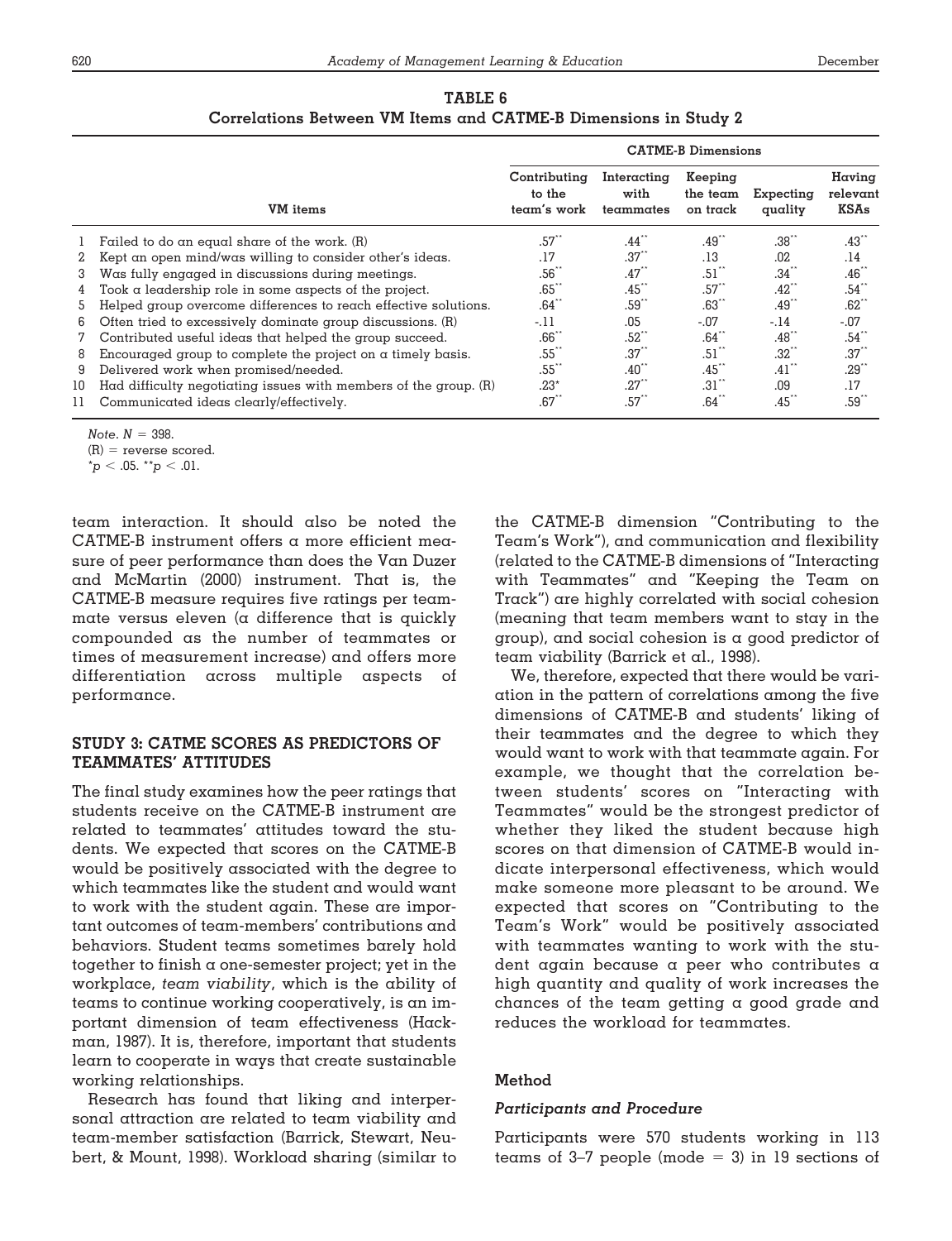**TABLE 6**
**Correlations Between VM Items and CATME-B Dimensions in Study 2**

| | VM items | CATME-B Dimensions | | | | |
|---|---|---|---|---|---|---|
| | | Contributing to the team's work | Interacting with teammates | Keeping the team on track | Expecting quality | Having relevant KSAs |
| 1 | Failed to do an equal share of the work. (R) | .57** | .44** | .49** | .38** | .43** |
| 2 | Kept an open mind/was willing to consider other's ideas. | .17 | .37** | .13 | .02 | .14 |
| 3 | Was fully engaged in discussions during meetings. | .56** | .47** | .51** | .34** | .46** |
| 4 | Took a leadership role in some aspects of the project. | .65** | .45** | .57** | .42** | .54** |
| 5 | Helped group overcome differences to reach effective solutions. | .64** | .59** | .63** | .49** | .62** |
| 6 | Often tried to excessively dominate group discussions. (R) | -.11 | .05 | -.07 | -.14 | -.07 |
| 7 | Contributed useful ideas that helped the group succeed. | .66** | .52** | .64** | .48** | .54** |
| 8 | Encouraged group to complete the project on a timely basis. | .55** | .37** | .51** | .32** | .37** |
| 9 | Delivered work when promised/needed. | .55** | .40** | .45** | .41** | .29** |
| 10 | Had difficulty negotiating issues with members of the group. (R) | .23* | .27** | .31** | .09 | .17 |
| 11 | Communicated ideas clearly/effectively. | .67** | .57** | .64** | .45** | .59** |

*Note.* $N = 398$.
(R) = reverse scored.
*$p < .05$. **$p < .01$.

team interaction. It should also be noted the CATME-B instrument offers a more efficient measure of peer performance than does the Van Duzer and McMartin (2000) instrument. That is, the CATME-B measure requires five ratings per teammate versus eleven (a difference that is quickly compounded as the number of teammates or times of measurement increase) and offers more differentiation across multiple aspects of performance.

## STUDY 3: CATME SCORES AS PREDICTORS OF TEAMMATES' ATTITUDES

The final study examines how the peer ratings that students receive on the CATME-B instrument are related to teammates' attitudes toward the students. We expected that scores on the CATME-B would be positively associated with the degree to which teammates like the student and would want to work with the student again. These are important outcomes of team-members' contributions and behaviors. Student teams sometimes barely hold together to finish a one-semester project; yet in the workplace, *team viability*, which is the ability of teams to continue working cooperatively, is an important dimension of team effectiveness (Hackman, 1987). It is, therefore, important that students learn to cooperate in ways that create sustainable working relationships.

Research has found that liking and interpersonal attraction are related to team viability and team-member satisfaction (Barrick, Stewart, Neubert, & Mount, 1998). Workload sharing (similar to the CATME-B dimension "Contributing to the Team's Work"), and communication and flexibility (related to the CATME-B dimensions of "Interacting with Teammates" and "Keeping the Team on Track") are highly correlated with social cohesion (meaning that team members want to stay in the group), and social cohesion is a good predictor of team viability (Barrick et al., 1998).

We, therefore, expected that there would be variation in the pattern of correlations among the five dimensions of CATME-B and students' liking of their teammates and the degree to which they would want to work with that teammate again. For example, we thought that the correlation between students' scores on "Interacting with Teammates" would be the strongest predictor of whether they liked the student because high scores on that dimension of CATME-B would indicate interpersonal effectiveness, which would make someone more pleasant to be around. We expected that scores on "Contributing to the Team's Work" would be positively associated with teammates wanting to work with the student again because a peer who contributes a high quantity and quality of work increases the chances of the team getting a good grade and reduces the workload for teammates.

### Method

#### *Participants and Procedure*

Participants were 570 students working in 113 teams of 3–7 people (mode = 3) in 19 sections of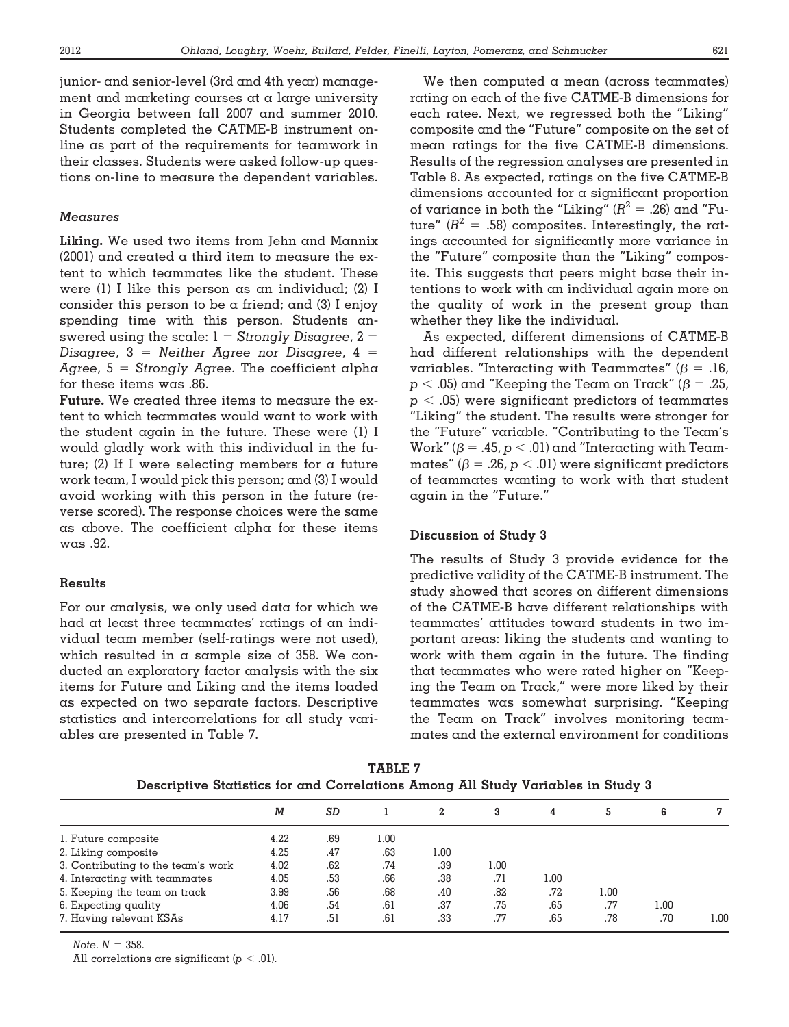junior- and senior-level (3rd and 4th year) management and marketing courses at a large university in Georgia between fall 2007 and summer 2010. Students completed the CATME-B instrument online as part of the requirements for teamwork in their classes. Students were asked follow-up questions on-line to measure the dependent variables.

### *Measures*

**Liking.** We used two items from Jehn and Mannix (2001) and created a third item to measure the extent to which teammates like the student. These were (1) I like this person as an individual; (2) I consider this person to be a friend; and (3) I enjoy spending time with this person. Students answered using the scale: 1 = *Strongly Disagree*, 2 = *Disagree*, 3 = *Neither Agree nor Disagree*, 4 = *Agree*, 5 = *Strongly Agree*. The coefficient alpha for these items was .86.

**Future.** We created three items to measure the extent to which teammates would want to work with the student again in the future. These were (1) I would gladly work with this individual in the future; (2) If I were selecting members for a future work team, I would pick this person; and (3) I would avoid working with this person in the future (reverse scored). The response choices were the same as above. The coefficient alpha for these items was .92.

### Results

For our analysis, we only used data for which we had at least three teammates' ratings of an individual team member (self-ratings were not used), which resulted in a sample size of 358. We conducted an exploratory factor analysis with the six items for Future and Liking and the items loaded as expected on two separate factors. Descriptive statistics and intercorrelations for all study variables are presented in Table 7.

We then computed a mean (across teammates) rating on each of the five CATME-B dimensions for each ratee. Next, we regressed both the "Liking" composite and the "Future" composite on the set of mean ratings for the five CATME-B dimensions. Results of the regression analyses are presented in Table 8. As expected, ratings on the five CATME-B dimensions accounted for a significant proportion of variance in both the "Liking" ($R^2$ = .26) and "Future" ($R^2$ = .58) composites. Interestingly, the ratings accounted for significantly more variance in the "Future" composite than the "Liking" composite. This suggests that peers might base their intentions to work with an individual again more on the quality of work in the present group than whether they like the individual.

As expected, different dimensions of CATME-B had different relationships with the dependent variables. "Interacting with Teammates" ($\beta$ = .16, $p < .05$) and "Keeping the Team on Track" ($\beta$ = .25, $p < .05$) were significant predictors of teammates "Liking" the student. The results were stronger for the "Future" variable. "Contributing to the Team's Work" ($\beta$ = .45, $p < .01$) and "Interacting with Teammates" ($\beta$ = .26, $p < .01$) were significant predictors of teammates wanting to work with that student again in the "Future."

### Discussion of Study 3

The results of Study 3 provide evidence for the predictive validity of the CATME-B instrument. The study showed that scores on different dimensions of the CATME-B have different relationships with teammates' attitudes toward students in two important areas: liking the students and wanting to work with them again in the future. The finding that teammates who were rated higher on "Keeping the Team on Track," were more liked by their teammates was somewhat surprising. "Keeping the Team on Track" involves monitoring teammates and the external environment for conditions

**TABLE 7**
**Descriptive Statistics for and Correlations Among All Study Variables in Study 3**

| | *M* | *SD* | 1 | 2 | 3 | 4 | 5 | 6 | 7 |
|---|---|---|---|---|---|---|---|---|---|
| 1. Future composite | 4.22 | .69 | 1.00 | | | | | | |
| 2. Liking composite | 4.25 | .47 | .63 | 1.00 | | | | | |
| 3. Contributing to the team's work | 4.02 | .62 | .74 | .39 | 1.00 | | | | |
| 4. Interacting with teammates | 4.05 | .53 | .66 | .38 | .71 | 1.00 | | | |
| 5. Keeping the team on track | 3.99 | .56 | .68 | .40 | .82 | .72 | 1.00 | | |
| 6. Expecting quality | 4.06 | .54 | .61 | .37 | .75 | .65 | .77 | 1.00 | |
| 7. Having relevant KSAs | 4.17 | .51 | .61 | .33 | .77 | .65 | .78 | .70 | 1.00 |

*Note.* $N$ = 358.

All correlations are significant ($p < .01$).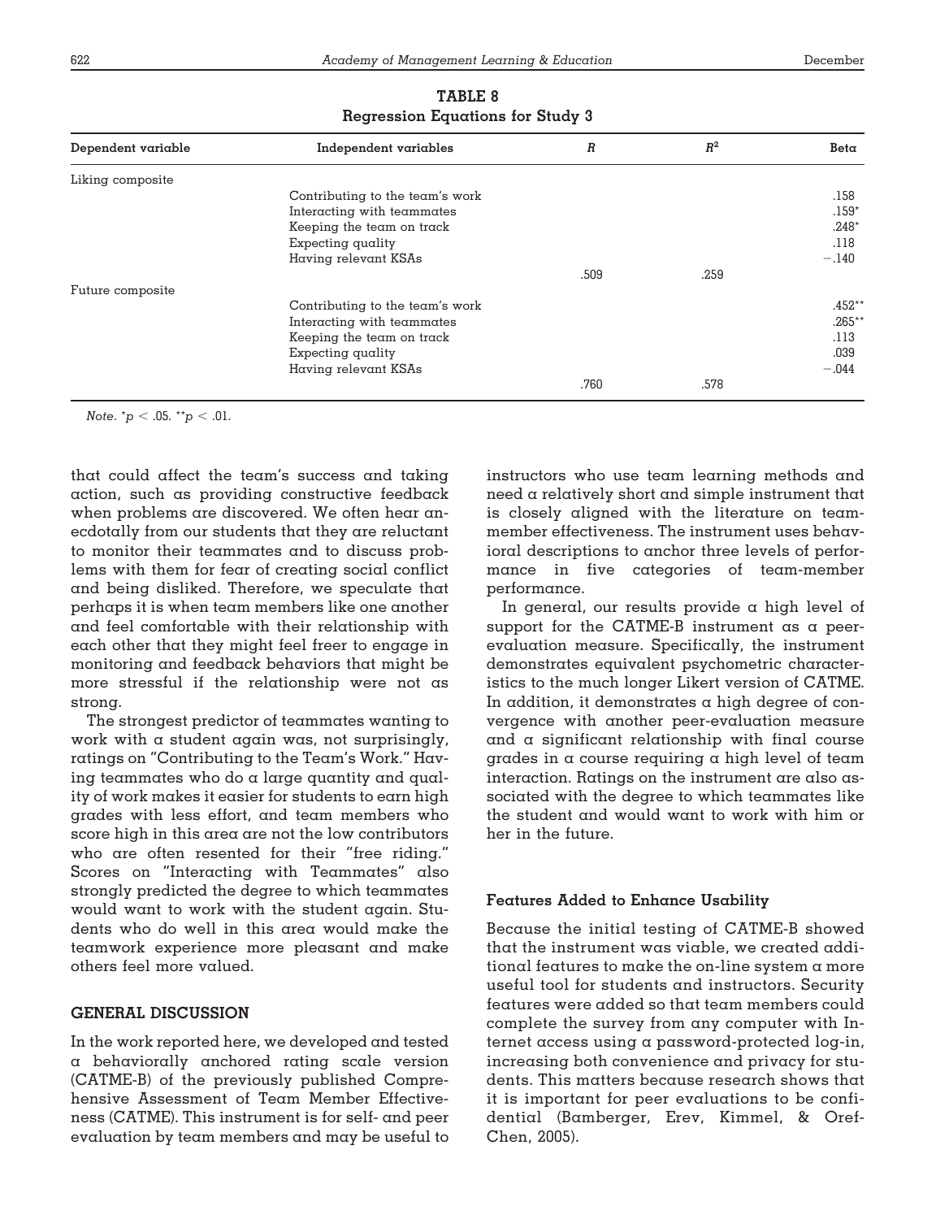**TABLE 8**
**Regression Equations for Study 3**

| Dependent variable | Independent variables | $R$ | $R^2$ | Beta |
|---|---|---|---|---|
| Liking composite | | | | |
| | Contributing to the team's work | | | .158 |
| | Interacting with teammates | | | .159* |
| | Keeping the team on track | | | .248* |
| | Expecting quality | | | .118 |
| | Having relevant KSAs | | | −.140 |
| | | .509 | .259 | |
| Future composite | | | | |
| | Contributing to the team's work | | | .452** |
| | Interacting with teammates | | | .265** |
| | Keeping the team on track | | | .113 |
| | Expecting quality | | | .039 |
| | Having relevant KSAs | | | −.044 |
| | | .760 | .578 | |

*Note*. *$p < .05$. **$p < .01$.

that could affect the team's success and taking action, such as providing constructive feedback when problems are discovered. We often hear anecdotally from our students that they are reluctant to monitor their teammates and to discuss problems with them for fear of creating social conflict and being disliked. Therefore, we speculate that perhaps it is when team members like one another and feel comfortable with their relationship with each other that they might feel freer to engage in monitoring and feedback behaviors that might be more stressful if the relationship were not as strong.

The strongest predictor of teammates wanting to work with a student again was, not surprisingly, ratings on "Contributing to the Team's Work." Having teammates who do a large quantity and quality of work makes it easier for students to earn high grades with less effort, and team members who score high in this area are not the low contributors who are often resented for their "free riding." Scores on "Interacting with Teammates" also strongly predicted the degree to which teammates would want to work with the student again. Students who do well in this area would make the teamwork experience more pleasant and make others feel more valued.

## GENERAL DISCUSSION

In the work reported here, we developed and tested a behaviorally anchored rating scale version (CATME-B) of the previously published Comprehensive Assessment of Team Member Effectiveness (CATME). This instrument is for self- and peer evaluation by team members and may be useful to instructors who use team learning methods and need a relatively short and simple instrument that is closely aligned with the literature on team-member effectiveness. The instrument uses behavioral descriptions to anchor three levels of performance in five categories of team-member performance.

In general, our results provide a high level of support for the CATME-B instrument as a peer-evaluation measure. Specifically, the instrument demonstrates equivalent psychometric characteristics to the much longer Likert version of CATME. In addition, it demonstrates a high degree of convergence with another peer-evaluation measure and a significant relationship with final course grades in a course requiring a high level of team interaction. Ratings on the instrument are also associated with the degree to which teammates like the student and would want to work with him or her in the future.

### Features Added to Enhance Usability

Because the initial testing of CATME-B showed that the instrument was viable, we created additional features to make the on-line system a more useful tool for students and instructors. Security features were added so that team members could complete the survey from any computer with Internet access using a password-protected log-in, increasing both convenience and privacy for students. This matters because research shows that it is important for peer evaluations to be confidential (Bamberger, Erev, Kimmel, & Oref-Chen, 2005).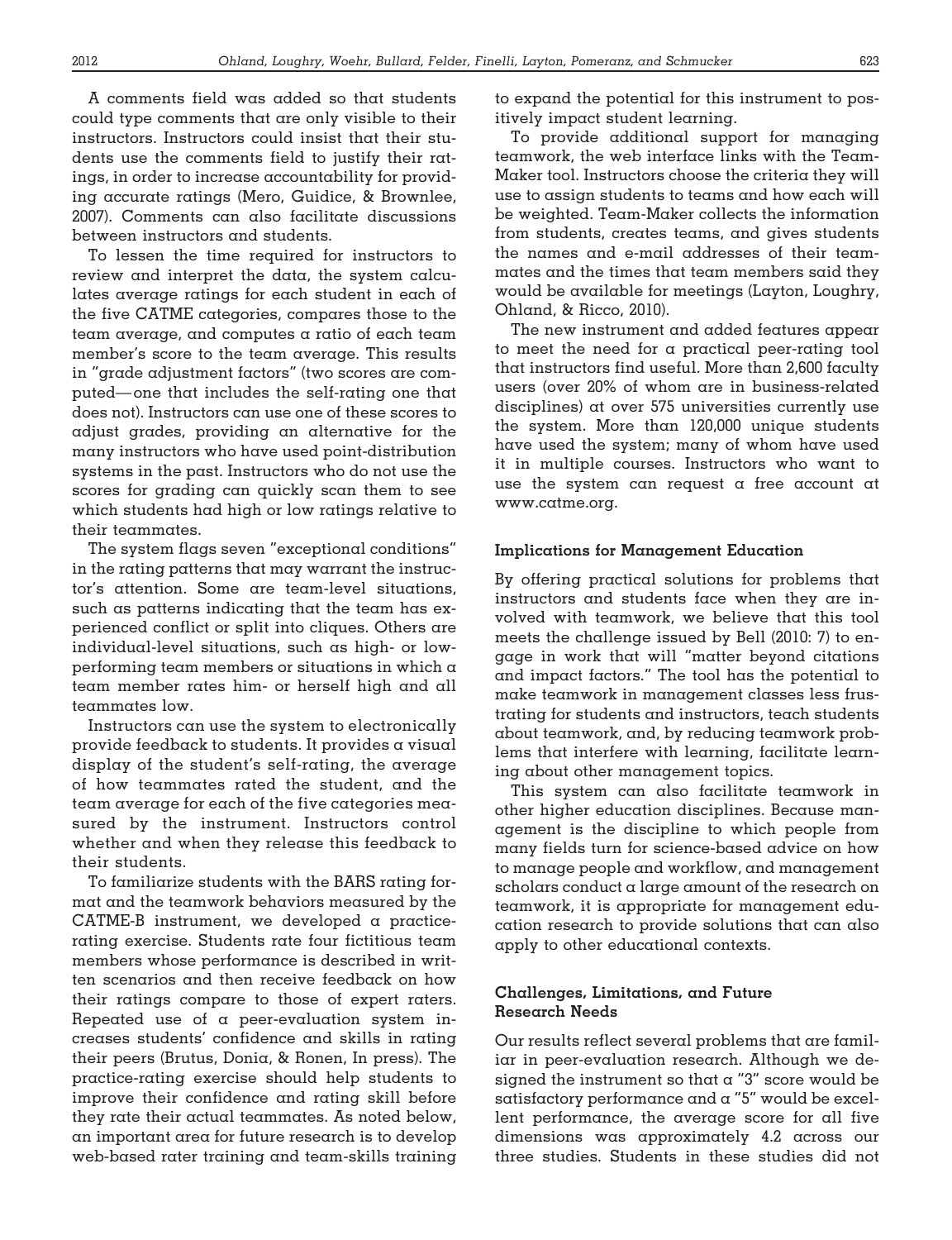A comments field was added so that students could type comments that are only visible to their instructors. Instructors could insist that their students use the comments field to justify their ratings, in order to increase accountability for providing accurate ratings (Mero, Guidice, & Brownlee, 2007). Comments can also facilitate discussions between instructors and students.

To lessen the time required for instructors to review and interpret the data, the system calculates average ratings for each student in each of the five CATME categories, compares those to the team average, and computes a ratio of each team member's score to the team average. This results in "grade adjustment factors" (two scores are computed—one that includes the self-rating one that does not). Instructors can use one of these scores to adjust grades, providing an alternative for the many instructors who have used point-distribution systems in the past. Instructors who do not use the scores for grading can quickly scan them to see which students had high or low ratings relative to their teammates.

The system flags seven "exceptional conditions" in the rating patterns that may warrant the instructor's attention. Some are team-level situations, such as patterns indicating that the team has experienced conflict or split into cliques. Others are individual-level situations, such as high- or low-performing team members or situations in which a team member rates him- or herself high and all teammates low.

Instructors can use the system to electronically provide feedback to students. It provides a visual display of the student's self-rating, the average of how teammates rated the student, and the team average for each of the five categories measured by the instrument. Instructors control whether and when they release this feedback to their students.

To familiarize students with the BARS rating format and the teamwork behaviors measured by the CATME-B instrument, we developed a practice-rating exercise. Students rate four fictitious team members whose performance is described in written scenarios and then receive feedback on how their ratings compare to those of expert raters. Repeated use of a peer-evaluation system increases students' confidence and skills in rating their peers (Brutus, Donia, & Ronen, In press). The practice-rating exercise should help students to improve their confidence and rating skill before they rate their actual teammates. As noted below, an important area for future research is to develop web-based rater training and team-skills training to expand the potential for this instrument to positively impact student learning.

To provide additional support for managing teamwork, the web interface links with the Team-Maker tool. Instructors choose the criteria they will use to assign students to teams and how each will be weighted. Team-Maker collects the information from students, creates teams, and gives students the names and e-mail addresses of their teammates and the times that team members said they would be available for meetings (Layton, Loughry, Ohland, & Ricco, 2010).

The new instrument and added features appear to meet the need for a practical peer-rating tool that instructors find useful. More than 2,600 faculty users (over 20% of whom are in business-related disciplines) at over 575 universities currently use the system. More than 120,000 unique students have used the system; many of whom have used it in multiple courses. Instructors who want to use the system can request a free account at www.catme.org.

#### Implications for Management Education

By offering practical solutions for problems that instructors and students face when they are involved with teamwork, we believe that this tool meets the challenge issued by Bell (2010: 7) to engage in work that will "matter beyond citations and impact factors." The tool has the potential to make teamwork in management classes less frustrating for students and instructors, teach students about teamwork, and, by reducing teamwork problems that interfere with learning, facilitate learning about other management topics.

This system can also facilitate teamwork in other higher education disciplines. Because management is the discipline to which people from many fields turn for science-based advice on how to manage people and workflow, and management scholars conduct a large amount of the research on teamwork, it is appropriate for management education research to provide solutions that can also apply to other educational contexts.

#### Challenges, Limitations, and Future Research Needs

Our results reflect several problems that are familiar in peer-evaluation research. Although we designed the instrument so that a "3" score would be satisfactory performance and a "5" would be excellent performance, the average score for all five dimensions was approximately 4.2 across our three studies. Students in these studies did not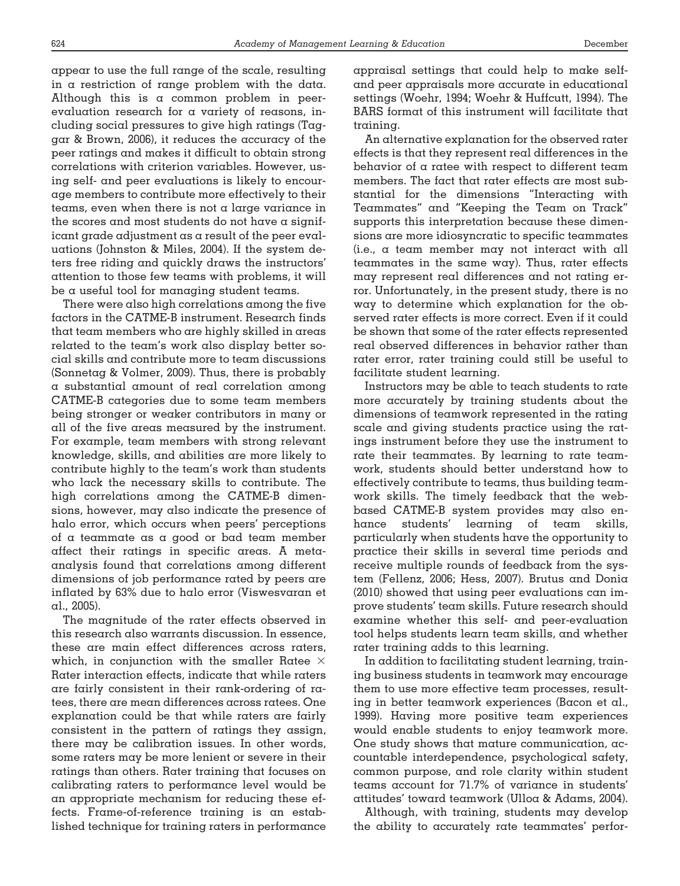appear to use the full range of the scale, resulting in a restriction of range problem with the data. Although this is a common problem in peer-evaluation research for a variety of reasons, including social pressures to give high ratings (Taggar & Brown, 2006), it reduces the accuracy of the peer ratings and makes it difficult to obtain strong correlations with criterion variables. However, using self- and peer evaluations is likely to encourage members to contribute more effectively to their teams, even when there is not a large variance in the scores and most students do not have a significant grade adjustment as a result of the peer evaluations (Johnston & Miles, 2004). If the system deters free riding and quickly draws the instructors' attention to those few teams with problems, it will be a useful tool for managing student teams.

There were also high correlations among the five factors in the CATME-B instrument. Research finds that team members who are highly skilled in areas related to the team's work also display better social skills and contribute more to team discussions (Sonnetag & Volmer, 2009). Thus, there is probably a substantial amount of real correlation among CATME-B categories due to some team members being stronger or weaker contributors in many or all of the five areas measured by the instrument. For example, team members with strong relevant knowledge, skills, and abilities are more likely to contribute highly to the team's work than students who lack the necessary skills to contribute. The high correlations among the CATME-B dimensions, however, may also indicate the presence of halo error, which occurs when peers' perceptions of a teammate as a good or bad team member affect their ratings in specific areas. A meta-analysis found that correlations among different dimensions of job performance rated by peers are inflated by 63% due to halo error (Viswesvaran et al., 2005).

The magnitude of the rater effects observed in this research also warrants discussion. In essence, these are main effect differences across raters, which, in conjunction with the smaller Ratee × Rater interaction effects, indicate that while raters are fairly consistent in their rank-ordering of ratees, there are mean differences across ratees. One explanation could be that while raters are fairly consistent in the pattern of ratings they assign, there may be calibration issues. In other words, some raters may be more lenient or severe in their ratings than others. Rater training that focuses on calibrating raters to performance level would be an appropriate mechanism for reducing these effects. Frame-of-reference training is an established technique for training raters in performance appraisal settings that could help to make self- and peer appraisals more accurate in educational settings (Woehr, 1994; Woehr & Huffcutt, 1994). The BARS format of this instrument will facilitate that training.

An alternative explanation for the observed rater effects is that they represent real differences in the behavior of a ratee with respect to different team members. The fact that rater effects are most substantial for the dimensions "Interacting with Teammates" and "Keeping the Team on Track" supports this interpretation because these dimensions are more idiosyncratic to specific teammates (i.e., a team member may not interact with all teammates in the same way). Thus, rater effects may represent real differences and not rating error. Unfortunately, in the present study, there is no way to determine which explanation for the observed rater effects is more correct. Even if it could be shown that some of the rater effects represented real observed differences in behavior rather than rater error, rater training could still be useful to facilitate student learning.

Instructors may be able to teach students to rate more accurately by training students about the dimensions of teamwork represented in the rating scale and giving students practice using the ratings instrument before they use the instrument to rate their teammates. By learning to rate teamwork, students should better understand how to effectively contribute to teams, thus building teamwork skills. The timely feedback that the web-based CATME-B system provides may also enhance students' learning of team skills, particularly when students have the opportunity to practice their skills in several time periods and receive multiple rounds of feedback from the system (Fellenz, 2006; Hess, 2007). Brutus and Donia (2010) showed that using peer evaluations can improve students' team skills. Future research should examine whether this self- and peer-evaluation tool helps students learn team skills, and whether rater training adds to this learning.

In addition to facilitating student learning, training business students in teamwork may encourage them to use more effective team processes, resulting in better teamwork experiences (Bacon et al., 1999). Having more positive team experiences would enable students to enjoy teamwork more. One study shows that mature communication, accountable interdependence, psychological safety, common purpose, and role clarity within student teams account for 71.7% of variance in students' attitudes toward teamwork (Ulloa & Adams, 2004).

Although, with training, students may develop the ability to accurately rate teammates' perfor-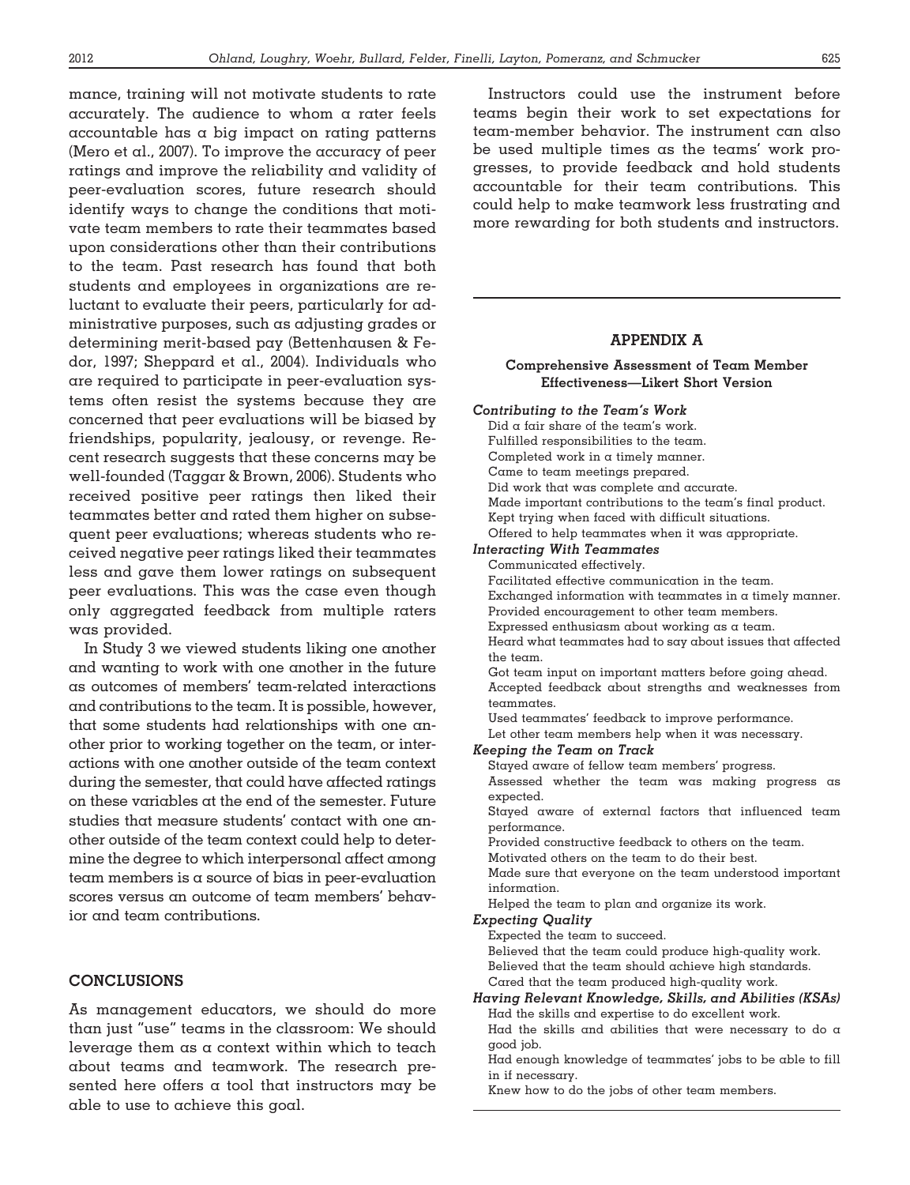mance, training will not motivate students to rate accurately. The audience to whom a rater feels accountable has a big impact on rating patterns (Mero et al., 2007). To improve the accuracy of peer ratings and improve the reliability and validity of peer-evaluation scores, future research should identify ways to change the conditions that motivate team members to rate their teammates based upon considerations other than their contributions to the team. Past research has found that both students and employees in organizations are reluctant to evaluate their peers, particularly for administrative purposes, such as adjusting grades or determining merit-based pay (Bettenhausen & Fedor, 1997; Sheppard et al., 2004). Individuals who are required to participate in peer-evaluation systems often resist the systems because they are concerned that peer evaluations will be biased by friendships, popularity, jealousy, or revenge. Recent research suggests that these concerns may be well-founded (Taggar & Brown, 2006). Students who received positive peer ratings then liked their teammates better and rated them higher on subsequent peer evaluations; whereas students who received negative peer ratings liked their teammates less and gave them lower ratings on subsequent peer evaluations. This was the case even though only aggregated feedback from multiple raters was provided.

In Study 3 we viewed students liking one another and wanting to work with one another in the future as outcomes of members' team-related interactions and contributions to the team. It is possible, however, that some students had relationships with one another prior to working together on the team, or interactions with one another outside of the team context during the semester, that could have affected ratings on these variables at the end of the semester. Future studies that measure students' contact with one another outside of the team context could help to determine the degree to which interpersonal affect among team members is a source of bias in peer-evaluation scores versus an outcome of team members' behavior and team contributions.

## CONCLUSIONS

As management educators, we should do more than just "use" teams in the classroom: We should leverage them as a context within which to teach about teams and teamwork. The research presented here offers a tool that instructors may be able to use to achieve this goal.

Instructors could use the instrument before teams begin their work to set expectations for team-member behavior. The instrument can also be used multiple times as the teams' work progresses, to provide feedback and hold students accountable for their team contributions. This could help to make teamwork less frustrating and more rewarding for both students and instructors.

## APPENDIX A

### Comprehensive Assessment of Team Member Effectiveness—Likert Short Version

***Contributing to the Team's Work***

Did a fair share of the team's work.
Fulfilled responsibilities to the team.
Completed work in a timely manner.
Came to team meetings prepared.
Did work that was complete and accurate.
Made important contributions to the team's final product.
Kept trying when faced with difficult situations.
Offered to help teammates when it was appropriate.

***Interacting With Teammates***

Communicated effectively.
Facilitated effective communication in the team.
Exchanged information with teammates in a timely manner.
Provided encouragement to other team members.
Expressed enthusiasm about working as a team.
Heard what teammates had to say about issues that affected the team.
Got team input on important matters before going ahead.
Accepted feedback about strengths and weaknesses from teammates.
Used teammates' feedback to improve performance.
Let other team members help when it was necessary.

***Keeping the Team on Track***

Stayed aware of fellow team members' progress.
Assessed whether the team was making progress as expected.
Stayed aware of external factors that influenced team performance.
Provided constructive feedback to others on the team.
Motivated others on the team to do their best.
Made sure that everyone on the team understood important information.
Helped the team to plan and organize its work.

***Expecting Quality***

Expected the team to succeed.
Believed that the team could produce high-quality work.
Believed that the team should achieve high standards.
Cared that the team produced high-quality work.

***Having Relevant Knowledge, Skills, and Abilities (KSAs)***

Had the skills and expertise to do excellent work.
Had the skills and abilities that were necessary to do a good job.
Had enough knowledge of teammates' jobs to be able to fill in if necessary.
Knew how to do the jobs of other team members.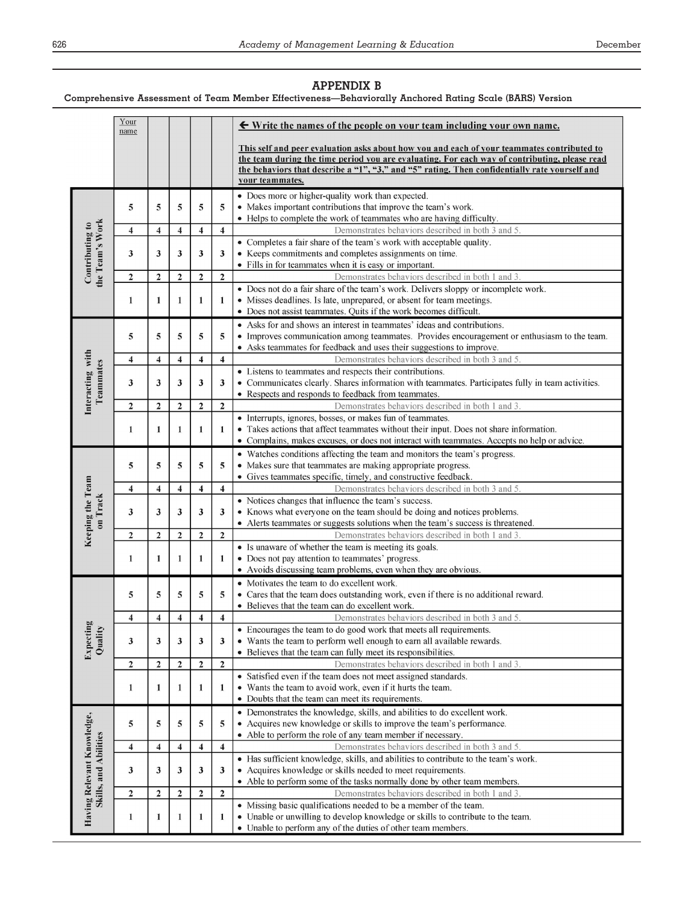## APPENDIX B

**Comprehensive Assessment of Team Member Effectiveness—Behaviorally Anchored Rating Scale (BARS) Version**

| | Your name | | | | | ← Write the names of the people on your team including your own name. This self and peer evaluation asks about how you and each of your teammates contributed to the team during the time period you are evaluating. For each way of contributing, please read the behaviors that describe a "1", "3," and "5" rating. Then confidentially rate yourself and your teammates. |
|---|---|---|---|---|---|---|
| **Contributing to the Team's Work** | 5 | 5 | 5 | 5 | 5 | • Does more or higher-quality work than expected. • Makes important contributions that improve the team's work. • Helps to complete the work of teammates who are having difficulty. |
| | 4 | 4 | 4 | 4 | 4 | Demonstrates behaviors described in both 3 and 5. |
| | 3 | 3 | 3 | 3 | 3 | • Completes a fair share of the team's work with acceptable quality. • Keeps commitments and completes assignments on time. • Fills in for teammates when it is easy or important. |
| | 2 | 2 | 2 | 2 | 2 | Demonstrates behaviors described in both 1 and 3. |
| | 1 | 1 | 1 | 1 | 1 | • Does not do a fair share of the team's work. Delivers sloppy or incomplete work. • Misses deadlines. Is late, unprepared, or absent for team meetings. • Does not assist teammates. Quits if the work becomes difficult. |
| **Interacting with Teammates** | 5 | 5 | 5 | 5 | 5 | • Asks for and shows an interest in teammates' ideas and contributions. • Improves communication among teammates. Provides encouragement or enthusiasm to the team. • Asks teammates for feedback and uses their suggestions to improve. |
| | 4 | 4 | 4 | 4 | 4 | Demonstrates behaviors described in both 3 and 5. |
| | 3 | 3 | 3 | 3 | 3 | • Listens to teammates and respects their contributions. • Communicates clearly. Shares information with teammates. Participates fully in team activities. • Respects and responds to feedback from teammates. |
| | 2 | 2 | 2 | 2 | 2 | Demonstrates behaviors described in both 1 and 3. |
| | 1 | 1 | 1 | 1 | 1 | • Interrupts, ignores, bosses, or makes fun of teammates. • Takes actions that affect teammates without their input. Does not share information. • Complains, makes excuses, or does not interact with teammates. Accepts no help or advice. |
| **Keeping the Team on Track** | 5 | 5 | 5 | 5 | 5 | • Watches conditions affecting the team and monitors the team's progress. • Makes sure that teammates are making appropriate progress. • Gives teammates specific, timely, and constructive feedback. |
| | 4 | 4 | 4 | 4 | 4 | Demonstrates behaviors described in both 3 and 5. |
| | 3 | 3 | 3 | 3 | 3 | • Notices changes that influence the team's success. • Knows what everyone on the team should be doing and notices problems. • Alerts teammates or suggests solutions when the team's success is threatened. |
| | 2 | 2 | 2 | 2 | 2 | Demonstrates behaviors described in both 1 and 3. |
| | 1 | 1 | 1 | 1 | 1 | • Is unaware of whether the team is meeting its goals. • Does not pay attention to teammates' progress. • Avoids discussing team problems, even when they are obvious. |
| **Expecting Quality** | 5 | 5 | 5 | 5 | 5 | • Motivates the team to do excellent work. • Cares that the team does outstanding work, even if there is no additional reward. • Believes that the team can do excellent work. |
| | 4 | 4 | 4 | 4 | 4 | Demonstrates behaviors described in both 3 and 5. |
| | 3 | 3 | 3 | 3 | 3 | • Encourages the team to do good work that meets all requirements. • Wants the team to perform well enough to earn all available rewards. • Believes that the team can fully meet its responsibilities. |
| | 2 | 2 | 2 | 2 | 2 | Demonstrates behaviors described in both 1 and 3. |
| | 1 | 1 | 1 | 1 | 1 | • Satisfied even if the team does not meet assigned standards. • Wants the team to avoid work, even if it hurts the team. • Doubts that the team can meet its requirements. |
| **Having Relevant Knowledge, Skills, and Abilities** | 5 | 5 | 5 | 5 | 5 | • Demonstrates the knowledge, skills, and abilities to do excellent work. • Acquires new knowledge or skills to improve the team's performance. • Able to perform the role of any team member if necessary. |
| | 4 | 4 | 4 | 4 | 4 | Demonstrates behaviors described in both 3 and 5. |
| | 3 | 3 | 3 | 3 | 3 | • Has sufficient knowledge, skills, and abilities to contribute to the team's work. • Acquires knowledge or skills needed to meet requirements. • Able to perform some of the tasks normally done by other team members. |
| | 2 | 2 | 2 | 2 | 2 | Demonstrates behaviors described in both 1 and 3. |
| | 1 | 1 | 1 | 1 | 1 | • Missing basic qualifications needed to be a member of the team. • Unable or unwilling to develop knowledge or skills to contribute to the team. • Unable to perform any of the duties of other team members. |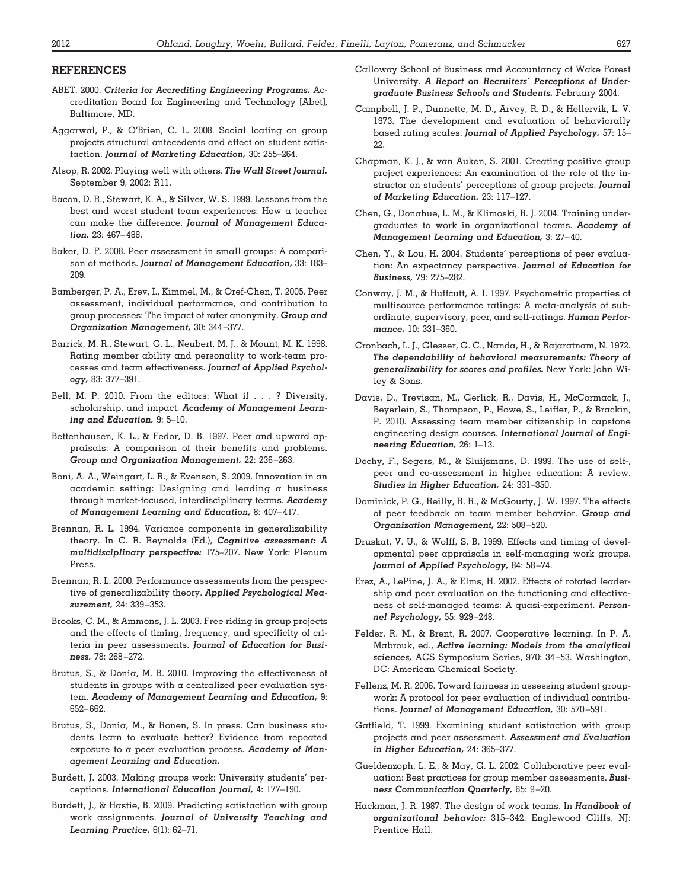## REFERENCES

ABET. 2000. ***Criteria for Accrediting Engineering Programs.*** Accreditation Board for Engineering and Technology [Abet], Baltimore, MD.

Aggarwal, P., & O'Brien, C. L. 2008. Social loafing on group projects structural antecedents and effect on student satisfaction. ***Journal of Marketing Education,*** 30: 255–264.

Alsop, R. 2002. Playing well with others. ***The Wall Street Journal,*** September 9, 2002: R11.

Bacon, D. R., Stewart, K. A., & Silver, W. S. 1999. Lessons from the best and worst student team experiences: How a teacher can make the difference. ***Journal of Management Education,*** 23: 467–488.

Baker, D. F. 2008. Peer assessment in small groups: A comparison of methods. ***Journal of Management Education,*** 33: 183–209.

Bamberger, P. A., Erev, I., Kimmel, M., & Oref-Chen, T. 2005. Peer assessment, individual performance, and contribution to group processes: The impact of rater anonymity. ***Group and Organization Management,*** 30: 344–377.

Barrick, M. R., Stewart, G. L., Neubert, M. J., & Mount, M. K. 1998. Rating member ability and personality to work-team processes and team effectiveness. ***Journal of Applied Psychology,*** 83: 377–391.

Bell, M. P. 2010. From the editors: What if . . . ? Diversity, scholarship, and impact. ***Academy of Management Learning and Education,*** 9: 5–10.

Bettenhausen, K. L., & Fedor, D. B. 1997. Peer and upward appraisals: A comparison of their benefits and problems. ***Group and Organization Management,*** 22: 236–263.

Boni, A. A., Weingart, L. R., & Evenson, S. 2009. Innovation in an academic setting: Designing and leading a business through market-focused, interdisciplinary teams. ***Academy of Management Learning and Education,*** 8: 407–417.

Brennan, R. L. 1994. Variance components in generalizability theory. In C. R. Reynolds (Ed.), ***Cognitive assessment: A multidisciplinary perspective:*** 175–207. New York: Plenum Press.

Brennan, R. L. 2000. Performance assessments from the perspective of generalizability theory. ***Applied Psychological Measurement,*** 24: 339–353.

Brooks, C. M., & Ammons, J. L. 2003. Free riding in group projects and the effects of timing, frequency, and specificity of criteria in peer assessments. ***Journal of Education for Business,*** 78: 268–272.

Brutus, S., & Donia, M. B. 2010. Improving the effectiveness of students in groups with a centralized peer evaluation system. ***Academy of Management Learning and Education,*** 9: 652–662.

Brutus, S., Donia, M., & Ronen, S. In press. Can business students learn to evaluate better? Evidence from repeated exposure to a peer evaluation process. ***Academy of Management Learning and Education.***

Burdett, J. 2003. Making groups work: University students' perceptions. ***International Education Journal,*** 4: 177–190.

Burdett, J., & Hastie, B. 2009. Predicting satisfaction with group work assignments. ***Journal of University Teaching and Learning Practice,*** 6(1): 62–71.

Calloway School of Business and Accountancy of Wake Forest University. ***A Report on Recruiters' Perceptions of Undergraduate Business Schools and Students.*** February 2004.

Campbell, J. P., Dunnette, M. D., Arvey, R. D., & Hellervik, L. V. 1973. The development and evaluation of behaviorally based rating scales. ***Journal of Applied Psychology,*** 57: 15–22.

Chapman, K. J., & van Auken, S. 2001. Creating positive group project experiences: An examination of the role of the instructor on students' perceptions of group projects. ***Journal of Marketing Education,*** 23: 117–127.

Chen, G., Donahue, L. M., & Klimoski, R. J. 2004. Training undergraduates to work in organizational teams. ***Academy of Management Learning and Education,*** 3: 27–40.

Chen, Y., & Lou, H. 2004. Students' perceptions of peer evaluation: An expectancy perspective. ***Journal of Education for Business,*** 79: 275–282.

Conway, J. M., & Huffcutt, A. I. 1997. Psychometric properties of multisource performance ratings: A meta-analysis of subordinate, supervisory, peer, and self-ratings. ***Human Performance,*** 10: 331–360.

Cronbach, L. J., Glesser, G. C., Nanda, H., & Rajaratnam, N. 1972. ***The dependability of behavioral measurements: Theory of generalizability for scores and profiles.*** New York: John Wiley & Sons.

Davis, D., Trevisan, M., Gerlick, R., Davis, H., McCormack, J., Beyerlein, S., Thompson, P., Howe, S., Leiffer, P., & Brackin, P. 2010. Assessing team member citizenship in capstone engineering design courses. ***International Journal of Engineering Education,*** 26: 1–13.

Dochy, F., Segers, M., & Sluijsmans, D. 1999. The use of self-, peer and co-assessment in higher education: A review. ***Studies in Higher Education,*** 24: 331–350.

Dominick, P. G., Reilly, R. R., & McGourty, J. W. 1997. The effects of peer feedback on team member behavior. ***Group and Organization Management,*** 22: 508–520.

Druskat, V. U., & Wolff, S. B. 1999. Effects and timing of developmental peer appraisals in self-managing work groups. ***Journal of Applied Psychology,*** 84: 58–74.

Erez, A., LePine, J. A., & Elms, H. 2002. Effects of rotated leadership and peer evaluation on the functioning and effectiveness of self-managed teams: A quasi-experiment. ***Personnel Psychology,*** 55: 929–248.

Felder, R. M., & Brent, R. 2007. Cooperative learning. In P. A. Mabrouk, ed., ***Active learning: Models from the analytical sciences,*** ACS Symposium Series, 970: 34–53. Washington, DC: American Chemical Society.

Fellenz, M. R. 2006. Toward fairness in assessing student groupwork: A protocol for peer evaluation of individual contributions. ***Journal of Management Education,*** 30: 570–591.

Gatfield, T. 1999. Examining student satisfaction with group projects and peer assessment. ***Assessment and Evaluation in Higher Education,*** 24: 365–377.

Gueldenzoph, L. E., & May, G. L. 2002. Collaborative peer evaluation: Best practices for group member assessments. ***Business Communication Quarterly,*** 65: 9–20.

Hackman, J. R. 1987. The design of work teams. In ***Handbook of organizational behavior:*** 315–342. Englewood Cliffs, NJ: Prentice Hall.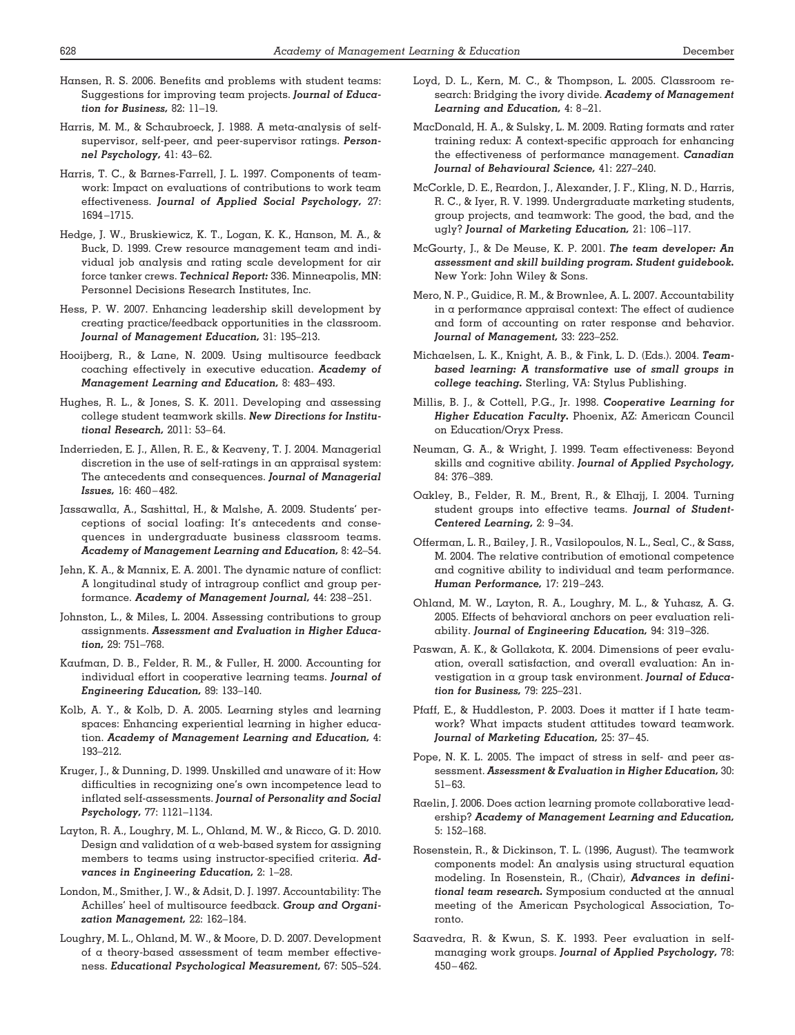Hansen, R. S. 2006. Benefits and problems with student teams: Suggestions for improving team projects. ***Journal of Education for Business,*** 82: 11–19.

Harris, M. M., & Schaubroeck, J. 1988. A meta-analysis of self-supervisor, self-peer, and peer-supervisor ratings. ***Personnel Psychology,*** 41: 43–62.

Harris, T. C., & Barnes-Farrell, J. L. 1997. Components of teamwork: Impact on evaluations of contributions to work team effectiveness. ***Journal of Applied Social Psychology,*** 27: 1694–1715.

Hedge, J. W., Bruskiewicz, K. T., Logan, K. K., Hanson, M. A., & Buck, D. 1999. Crew resource management team and individual job analysis and rating scale development for air force tanker crews. ***Technical Report:*** 336. Minneapolis, MN: Personnel Decisions Research Institutes, Inc.

Hess, P. W. 2007. Enhancing leadership skill development by creating practice/feedback opportunities in the classroom. ***Journal of Management Education,*** 31: 195–213.

Hooijberg, R., & Lane, N. 2009. Using multisource feedback coaching effectively in executive education. ***Academy of Management Learning and Education,*** 8: 483–493.

Hughes, R. L., & Jones, S. K. 2011. Developing and assessing college student teamwork skills. ***New Directions for Institutional Research,*** 2011: 53–64.

Inderrieden, E. J., Allen, R. E., & Keaveny, T. J. 2004. Managerial discretion in the use of self-ratings in an appraisal system: The antecedents and consequences. ***Journal of Managerial Issues,*** 16: 460–482.

Jassawalla, A., Sashittal, H., & Malshe, A. 2009. Students' perceptions of social loafing: It's antecedents and consequences in undergraduate business classroom teams. ***Academy of Management Learning and Education,*** 8: 42–54.

Jehn, K. A., & Mannix, E. A. 2001. The dynamic nature of conflict: A longitudinal study of intragroup conflict and group performance. ***Academy of Management Journal,*** 44: 238–251.

Johnston, L., & Miles, L. 2004. Assessing contributions to group assignments. ***Assessment and Evaluation in Higher Education,*** 29: 751–768.

Kaufman, D. B., Felder, R. M., & Fuller, H. 2000. Accounting for individual effort in cooperative learning teams. ***Journal of Engineering Education,*** 89: 133–140.

Kolb, A. Y., & Kolb, D. A. 2005. Learning styles and learning spaces: Enhancing experiential learning in higher education. ***Academy of Management Learning and Education,*** 4: 193–212.

Kruger, J., & Dunning, D. 1999. Unskilled and unaware of it: How difficulties in recognizing one's own incompetence lead to inflated self-assessments. ***Journal of Personality and Social Psychology,*** 77: 1121–1134.

Layton, R. A., Loughry, M. L., Ohland, M. W., & Ricco, G. D. 2010. Design and validation of a web-based system for assigning members to teams using instructor-specified criteria. ***Advances in Engineering Education,*** 2: 1–28.

London, M., Smither, J. W., & Adsit, D. J. 1997. Accountability: The Achilles' heel of multisource feedback. ***Group and Organization Management,*** 22: 162–184.

Loughry, M. L., Ohland, M. W., & Moore, D. D. 2007. Development of a theory-based assessment of team member effectiveness. ***Educational Psychological Measurement,*** 67: 505–524.

Loyd, D. L., Kern, M. C., & Thompson, L. 2005. Classroom research: Bridging the ivory divide. ***Academy of Management Learning and Education,*** 4: 8–21.

MacDonald, H. A., & Sulsky, L. M. 2009. Rating formats and rater training redux: A context-specific approach for enhancing the effectiveness of performance management. ***Canadian Journal of Behavioural Science,*** 41: 227–240.

McCorkle, D. E., Reardon, J., Alexander, J. F., Kling, N. D., Harris, R. C., & Iyer, R. V. 1999. Undergraduate marketing students, group projects, and teamwork: The good, the bad, and the ugly? ***Journal of Marketing Education,*** 21: 106–117.

McGourty, J., & De Meuse, K. P. 2001. ***The team developer: An assessment and skill building program. Student guidebook.*** New York: John Wiley & Sons.

Mero, N. P., Guidice, R. M., & Brownlee, A. L. 2007. Accountability in a performance appraisal context: The effect of audience and form of accounting on rater response and behavior. ***Journal of Management,*** 33: 223–252.

Michaelsen, L. K., Knight, A. B., & Fink, L. D. (Eds.). 2004. ***Team-based learning: A transformative use of small groups in college teaching.*** Sterling, VA: Stylus Publishing.

Millis, B. J., & Cottell, P.G., Jr. 1998. ***Cooperative Learning for Higher Education Faculty.*** Phoenix, AZ: American Council on Education/Oryx Press.

Neuman, G. A., & Wright, J. 1999. Team effectiveness: Beyond skills and cognitive ability. ***Journal of Applied Psychology,*** 84: 376–389.

Oakley, B., Felder, R. M., Brent, R., & Elhajj, I. 2004. Turning student groups into effective teams. ***Journal of Student-Centered Learning,*** 2: 9–34.

Offerman, L. R., Bailey, J. R., Vasilopoulos, N. L., Seal, C., & Sass, M. 2004. The relative contribution of emotional competence and cognitive ability to individual and team performance. ***Human Performance,*** 17: 219–243.

Ohland, M. W., Layton, R. A., Loughry, M. L., & Yuhasz, A. G. 2005. Effects of behavioral anchors on peer evaluation reliability. ***Journal of Engineering Education,*** 94: 319–326.

Paswan, A. K., & Gollakota, K. 2004. Dimensions of peer evaluation, overall satisfaction, and overall evaluation: An investigation in a group task environment. ***Journal of Education for Business,*** 79: 225–231.

Pfaff, E., & Huddleston, P. 2003. Does it matter if I hate teamwork? What impacts student attitudes toward teamwork. ***Journal of Marketing Education,*** 25: 37–45.

Pope, N. K. L. 2005. The impact of stress in self- and peer assessment. ***Assessment & Evaluation in Higher Education,*** 30: 51–63.

Raelin, J. 2006. Does action learning promote collaborative leadership? ***Academy of Management Learning and Education,*** 5: 152–168.

Rosenstein, R., & Dickinson, T. L. (1996, August). The teamwork components model: An analysis using structural equation modeling. In Rosenstein, R., (Chair), ***Advances in definitional team research.*** Symposium conducted at the annual meeting of the American Psychological Association, Toronto.

Saavedra, R. & Kwun, S. K. 1993. Peer evaluation in self-managing work groups. ***Journal of Applied Psychology,*** 78: 450–462.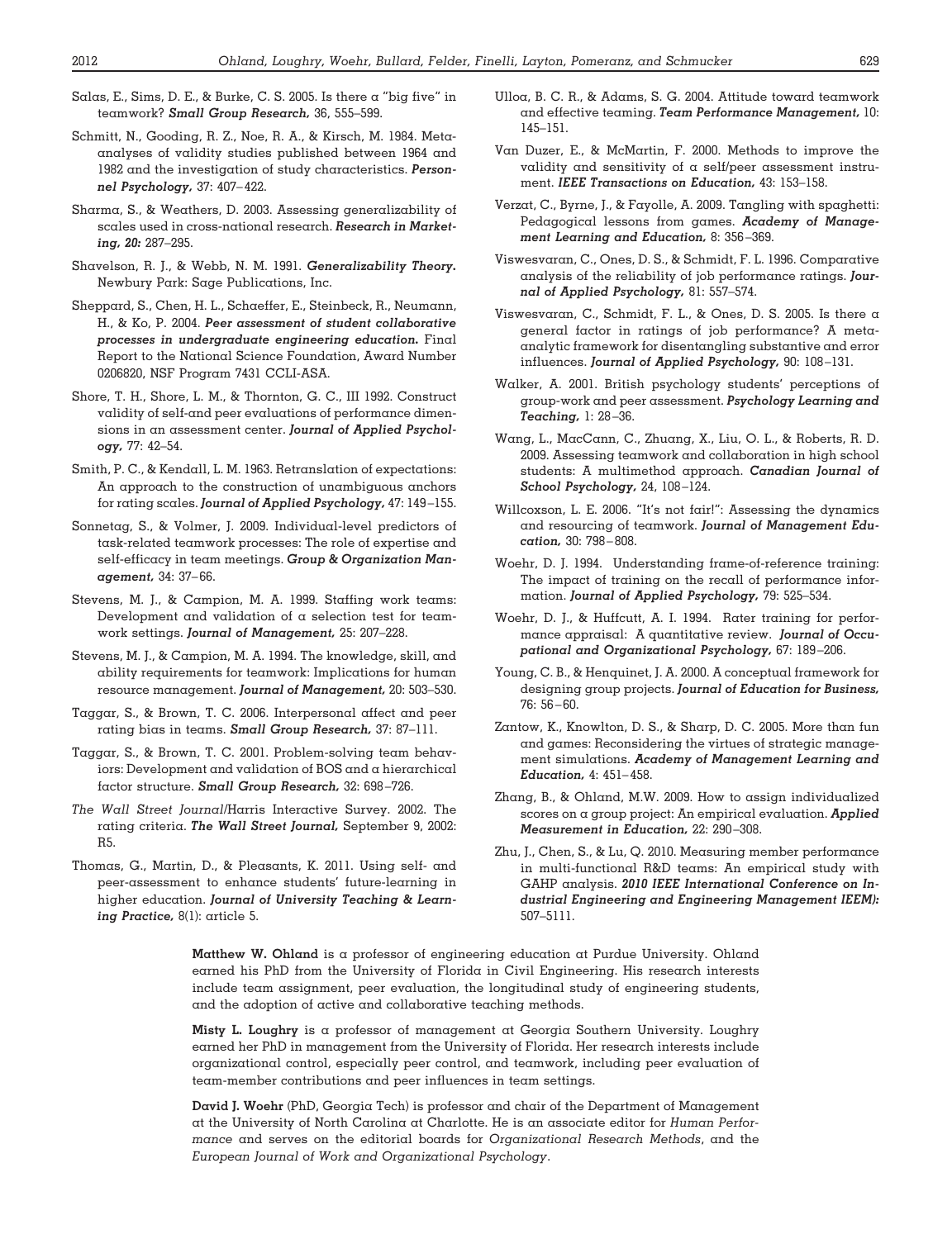Salas, E., Sims, D. E., & Burke, C. S. 2005. Is there a "big five" in teamwork? ***Small Group Research,*** 36, 555–599.

Schmitt, N., Gooding, R. Z., Noe, R. A., & Kirsch, M. 1984. Meta-analyses of validity studies published between 1964 and 1982 and the investigation of study characteristics. ***Personnel Psychology,*** 37: 407–422.

Sharma, S., & Weathers, D. 2003. Assessing generalizability of scales used in cross-national research. ***Research in Marketing, 20:*** 287–295.

Shavelson, R. J., & Webb, N. M. 1991. ***Generalizability Theory.*** Newbury Park: Sage Publications, Inc.

Sheppard, S., Chen, H. L., Schaeffer, E., Steinbeck, R., Neumann, H., & Ko, P. 2004. ***Peer assessment of student collaborative processes in undergraduate engineering education.*** Final Report to the National Science Foundation, Award Number 0206820, NSF Program 7431 CCLI-ASA.

Shore, T. H., Shore, L. M., & Thornton, G. C., III 1992. Construct validity of self-and peer evaluations of performance dimensions in an assessment center. ***Journal of Applied Psychology,*** 77: 42–54.

Smith, P. C., & Kendall, L. M. 1963. Retranslation of expectations: An approach to the construction of unambiguous anchors for rating scales. ***Journal of Applied Psychology,*** 47: 149–155.

Sonnetag, S., & Volmer, J. 2009. Individual-level predictors of task-related teamwork processes: The role of expertise and self-efficacy in team meetings. ***Group & Organization Management,*** 34: 37–66.

Stevens, M. J., & Campion, M. A. 1999. Staffing work teams: Development and validation of a selection test for teamwork settings. ***Journal of Management,*** 25: 207–228.

Stevens, M. J., & Campion, M. A. 1994. The knowledge, skill, and ability requirements for teamwork: Implications for human resource management. ***Journal of Management,*** 20: 503–530.

Taggar, S., & Brown, T. C. 2006. Interpersonal affect and peer rating bias in teams. ***Small Group Research,*** 37: 87–111.

Taggar, S., & Brown, T. C. 2001. Problem-solving team behaviors: Development and validation of BOS and a hierarchical factor structure. ***Small Group Research,*** 32: 698–726.

*The Wall Street Journal*/Harris Interactive Survey. 2002. The rating criteria. ***The Wall Street Journal,*** September 9, 2002: R5.

Thomas, G., Martin, D., & Pleasants, K. 2011. Using self- and peer-assessment to enhance students' future-learning in higher education. ***Journal of University Teaching & Learning Practice,*** 8(1): article 5.

Ulloa, B. C. R., & Adams, S. G. 2004. Attitude toward teamwork and effective teaming. ***Team Performance Management,*** 10: 145–151.

Van Duzer, E., & McMartin, F. 2000. Methods to improve the validity and sensitivity of a self/peer assessment instrument. ***IEEE Transactions on Education,*** 43: 153–158.

Verzat, C., Byrne, J., & Fayolle, A. 2009. Tangling with spaghetti: Pedagogical lessons from games. ***Academy of Management Learning and Education,*** 8: 356–369.

Viswesvaran, C., Ones, D. S., & Schmidt, F. L. 1996. Comparative analysis of the reliability of job performance ratings. ***Journal of Applied Psychology,*** 81: 557–574.

Viswesvaran, C., Schmidt, F. L., & Ones, D. S. 2005. Is there a general factor in ratings of job performance? A meta-analytic framework for disentangling substantive and error influences. ***Journal of Applied Psychology,*** 90: 108–131.

Walker, A. 2001. British psychology students' perceptions of group-work and peer assessment. ***Psychology Learning and Teaching,*** 1: 28–36.

Wang, L., MacCann, C., Zhuang, X., Liu, O. L., & Roberts, R. D. 2009. Assessing teamwork and collaboration in high school students: A multimethod approach. ***Canadian Journal of School Psychology,*** 24, 108–124.

Willcoxson, L. E. 2006. "It's not fair!": Assessing the dynamics and resourcing of teamwork. ***Journal of Management Education,*** 30: 798–808.

Woehr, D. J. 1994. Understanding frame-of-reference training: The impact of training on the recall of performance information. ***Journal of Applied Psychology,*** 79: 525–534.

Woehr, D. J., & Huffcutt, A. I. 1994. Rater training for performance appraisal: A quantitative review. ***Journal of Occupational and Organizational Psychology,*** 67: 189–206.

Young, C. B., & Henquinet, J. A. 2000. A conceptual framework for designing group projects. ***Journal of Education for Business,*** 76: 56–60.

Zantow, K., Knowlton, D. S., & Sharp, D. C. 2005. More than fun and games: Reconsidering the virtues of strategic management simulations. ***Academy of Management Learning and Education,*** 4: 451–458.

Zhang, B., & Ohland, M.W. 2009. How to assign individualized scores on a group project: An empirical evaluation. ***Applied Measurement in Education,*** 22: 290–308.

Zhu, J., Chen, S., & Lu, Q. 2010. Measuring member performance in multi-functional R&D teams: An empirical study with GAHP analysis. ***2010 IEEE International Conference on Industrial Engineering and Engineering Management IEEM):*** 507–5111.

**Matthew W. Ohland** is a professor of engineering education at Purdue University. Ohland earned his PhD from the University of Florida in Civil Engineering. His research interests include team assignment, peer evaluation, the longitudinal study of engineering students, and the adoption of active and collaborative teaching methods.

**Misty L. Loughry** is a professor of management at Georgia Southern University. Loughry earned her PhD in management from the University of Florida. Her research interests include organizational control, especially peer control, and teamwork, including peer evaluation of team-member contributions and peer influences in team settings.

**David J. Woehr** (PhD, Georgia Tech) is professor and chair of the Department of Management at the University of North Carolina at Charlotte. He is an associate editor for *Human Performance* and serves on the editorial boards for *Organizational Research Methods*, and the *European Journal of Work and Organizational Psychology*.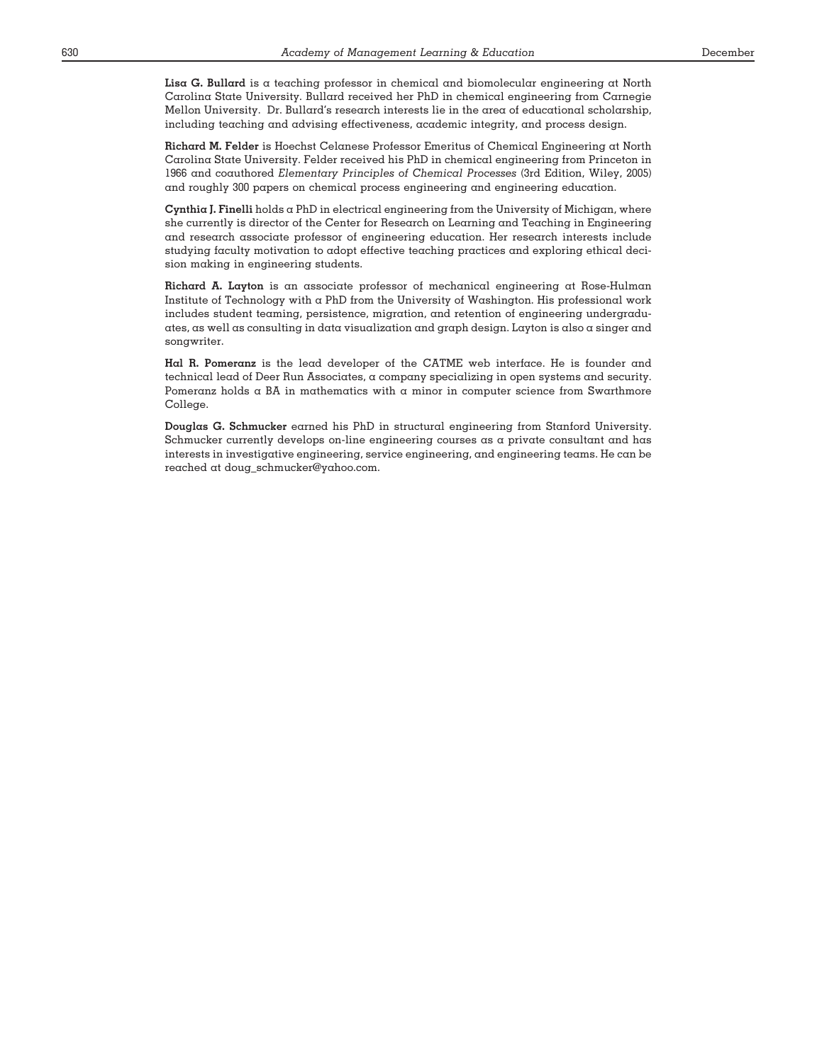**Lisa G. Bullard** is a teaching professor in chemical and biomolecular engineering at North Carolina State University. Bullard received her PhD in chemical engineering from Carnegie Mellon University. Dr. Bullard's research interests lie in the area of educational scholarship, including teaching and advising effectiveness, academic integrity, and process design.

**Richard M. Felder** is Hoechst Celanese Professor Emeritus of Chemical Engineering at North Carolina State University. Felder received his PhD in chemical engineering from Princeton in 1966 and coauthored *Elementary Principles of Chemical Processes* (3rd Edition, Wiley, 2005) and roughly 300 papers on chemical process engineering and engineering education.

**Cynthia J. Finelli** holds a PhD in electrical engineering from the University of Michigan, where she currently is director of the Center for Research on Learning and Teaching in Engineering and research associate professor of engineering education. Her research interests include studying faculty motivation to adopt effective teaching practices and exploring ethical decision making in engineering students.

**Richard A. Layton** is an associate professor of mechanical engineering at Rose-Hulman Institute of Technology with a PhD from the University of Washington. His professional work includes student teaming, persistence, migration, and retention of engineering undergraduates, as well as consulting in data visualization and graph design. Layton is also a singer and songwriter.

**Hal R. Pomeranz** is the lead developer of the CATME web interface. He is founder and technical lead of Deer Run Associates, a company specializing in open systems and security. Pomeranz holds a BA in mathematics with a minor in computer science from Swarthmore College.

**Douglas G. Schmucker** earned his PhD in structural engineering from Stanford University. Schmucker currently develops on-line engineering courses as a private consultant and has interests in investigative engineering, service engineering, and engineering teams. He can be reached at doug_schmucker@yahoo.com.